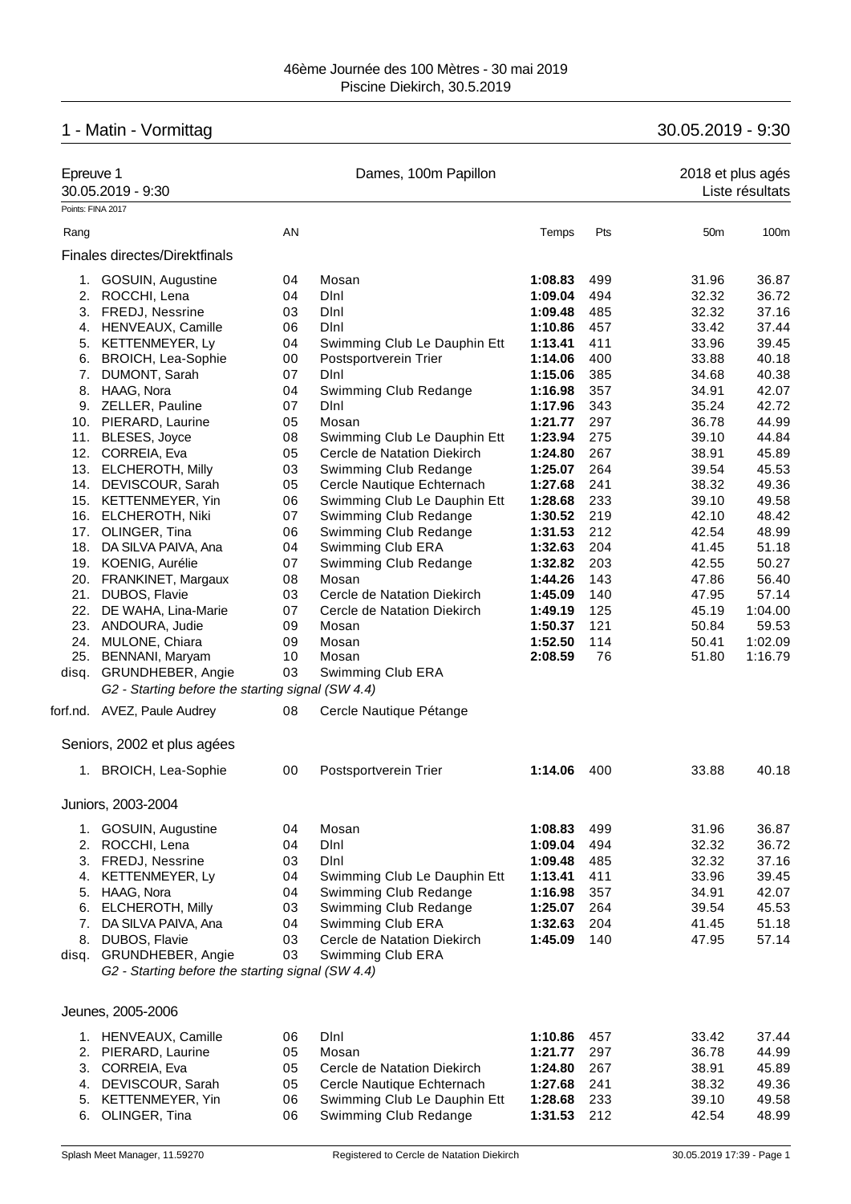46ème Journée des 100 Mètres - 30 mai 2019
Piscine Diekirch, 30.5.2019

## 1 - Matin - Vormittag — 30.05.2019 - 9:30

**Epreuve 1** — Dames, 100m Papillon — 2018 et plus agés
30.05.2019 - 9:30 — Liste résultats

Points: FINA 2017

### Finales directes/Direktfinals

| Rang | | AN | | Temps | Pts | 50m | 100m |
|---|---|---|---|---|---|---|---|
| 1. | GOSUIN, Augustine | 04 | Mosan | **1:08.83** | 499 | 31.96 | 36.87 |
| 2. | ROCCHI, Lena | 04 | Dlnl | **1:09.04** | 494 | 32.32 | 36.72 |
| 3. | FREDJ, Nessrine | 03 | Dlnl | **1:09.48** | 485 | 32.32 | 37.16 |
| 4. | HENVEAUX, Camille | 06 | Dlnl | **1:10.86** | 457 | 33.42 | 37.44 |
| 5. | KETTENMEYER, Ly | 04 | Swimming Club Le Dauphin Ett | **1:13.41** | 411 | 33.96 | 39.45 |
| 6. | BROICH, Lea-Sophie | 00 | Postsportverein Trier | **1:14.06** | 400 | 33.88 | 40.18 |
| 7. | DUMONT, Sarah | 07 | Dlnl | **1:15.06** | 385 | 34.68 | 40.38 |
| 8. | HAAG, Nora | 04 | Swimming Club Redange | **1:16.98** | 357 | 34.91 | 42.07 |
| 9. | ZELLER, Pauline | 07 | Dlnl | **1:17.96** | 343 | 35.24 | 42.72 |
| 10. | PIERARD, Laurine | 05 | Mosan | **1:21.77** | 297 | 36.78 | 44.99 |
| 11. | BLESES, Joyce | 08 | Swimming Club Le Dauphin Ett | **1:23.94** | 275 | 39.10 | 44.84 |
| 12. | CORREIA, Eva | 05 | Cercle de Natation Diekirch | **1:24.80** | 267 | 38.91 | 45.89 |
| 13. | ELCHEROTH, Milly | 03 | Swimming Club Redange | **1:25.07** | 264 | 39.54 | 45.53 |
| 14. | DEVISCOUR, Sarah | 05 | Cercle Nautique Echternach | **1:27.68** | 241 | 38.32 | 49.36 |
| 15. | KETTENMEYER, Yin | 06 | Swimming Club Le Dauphin Ett | **1:28.68** | 233 | 39.10 | 49.58 |
| 16. | ELCHEROTH, Niki | 07 | Swimming Club Redange | **1:30.52** | 219 | 42.10 | 48.42 |
| 17. | OLINGER, Tina | 06 | Swimming Club Redange | **1:31.53** | 212 | 42.54 | 48.99 |
| 18. | DA SILVA PAIVA, Ana | 04 | Swimming Club ERA | **1:32.63** | 204 | 41.45 | 51.18 |
| 19. | KOENIG, Aurélie | 07 | Swimming Club Redange | **1:32.82** | 203 | 42.55 | 50.27 |
| 20. | FRANKINET, Margaux | 08 | Mosan | **1:44.26** | 143 | 47.86 | 56.40 |
| 21. | DUBOS, Flavie | 03 | Cercle de Natation Diekirch | **1:45.09** | 140 | 47.95 | 57.14 |
| 22. | DE WAHA, Lina-Marie | 07 | Cercle de Natation Diekirch | **1:49.19** | 125 | 45.19 | 1:04.00 |
| 23. | ANDOURA, Judie | 09 | Mosan | **1:50.37** | 121 | 50.84 | 59.53 |
| 24. | MULONE, Chiara | 09 | Mosan | **1:52.50** | 114 | 50.41 | 1:02.09 |
| 25. | BENNANI, Maryam | 10 | Mosan | **2:08.59** | 76 | 51.80 | 1:16.79 |
| disq. | GRUNDHEBER, Angie | 03 | Swimming Club ERA | | | | |
| | *G2 - Starting before the starting signal (SW 4.4)* | | | | | | |
| forf.nd. | AVEZ, Paule Audrey | 08 | Cercle Nautique Pétange | | | | |

### Seniors, 2002 et plus agées

| Rang | | AN | | Temps | Pts | 50m | 100m |
|---|---|---|---|---|---|---|---|
| 1. | BROICH, Lea-Sophie | 00 | Postsportverein Trier | **1:14.06** | 400 | 33.88 | 40.18 |

### Juniors, 2003-2004

| Rang | | AN | | Temps | Pts | 50m | 100m |
|---|---|---|---|---|---|---|---|
| 1. | GOSUIN, Augustine | 04 | Mosan | **1:08.83** | 499 | 31.96 | 36.87 |
| 2. | ROCCHI, Lena | 04 | Dlnl | **1:09.04** | 494 | 32.32 | 36.72 |
| 3. | FREDJ, Nessrine | 03 | Dlnl | **1:09.48** | 485 | 32.32 | 37.16 |
| 4. | KETTENMEYER, Ly | 04 | Swimming Club Le Dauphin Ett | **1:13.41** | 411 | 33.96 | 39.45 |
| 5. | HAAG, Nora | 04 | Swimming Club Redange | **1:16.98** | 357 | 34.91 | 42.07 |
| 6. | ELCHEROTH, Milly | 03 | Swimming Club Redange | **1:25.07** | 264 | 39.54 | 45.53 |
| 7. | DA SILVA PAIVA, Ana | 04 | Swimming Club ERA | **1:32.63** | 204 | 41.45 | 51.18 |
| 8. | DUBOS, Flavie | 03 | Cercle de Natation Diekirch | **1:45.09** | 140 | 47.95 | 57.14 |
| disq. | GRUNDHEBER, Angie | 03 | Swimming Club ERA | | | | |
| | *G2 - Starting before the starting signal (SW 4.4)* | | | | | | |

### Jeunes, 2005-2006

| Rang | | AN | | Temps | Pts | 50m | 100m |
|---|---|---|---|---|---|---|---|
| 1. | HENVEAUX, Camille | 06 | Dlnl | **1:10.86** | 457 | 33.42 | 37.44 |
| 2. | PIERARD, Laurine | 05 | Mosan | **1:21.77** | 297 | 36.78 | 44.99 |
| 3. | CORREIA, Eva | 05 | Cercle de Natation Diekirch | **1:24.80** | 267 | 38.91 | 45.89 |
| 4. | DEVISCOUR, Sarah | 05 | Cercle Nautique Echternach | **1:27.68** | 241 | 38.32 | 49.36 |
| 5. | KETTENMEYER, Yin | 06 | Swimming Club Le Dauphin Ett | **1:28.68** | 233 | 39.10 | 49.58 |
| 6. | OLINGER, Tina | 06 | Swimming Club Redange | **1:31.53** | 212 | 42.54 | 48.99 |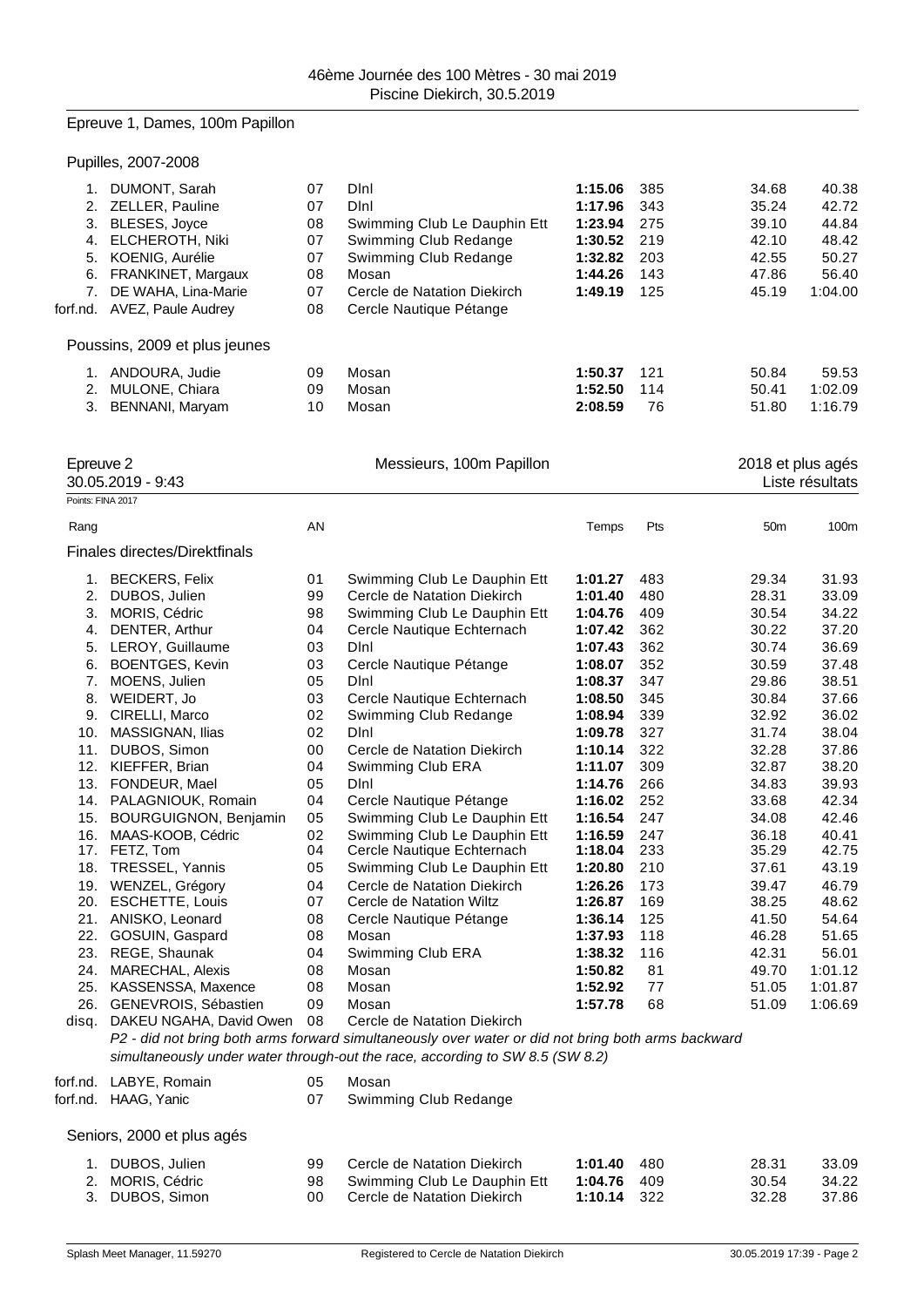## Epreuve 1, Dames, 100m Papillon

### Pupilles, 2007-2008

| Rang | Nom | AN | Club | Temps | Pts | 50m | 100m |
|---|---|---|---|---|---|---|---|
| 1. | DUMONT, Sarah | 07 | Dlnl | **1:15.06** | 385 | 34.68 | 40.38 |
| 2. | ZELLER, Pauline | 07 | Dlnl | **1:17.96** | 343 | 35.24 | 42.72 |
| 3. | BLESES, Joyce | 08 | Swimming Club Le Dauphin Ett | **1:23.94** | 275 | 39.10 | 44.84 |
| 4. | ELCHEROTH, Niki | 07 | Swimming Club Redange | **1:30.52** | 219 | 42.10 | 48.42 |
| 5. | KOENIG, Aurélie | 07 | Swimming Club Redange | **1:32.82** | 203 | 42.55 | 50.27 |
| 6. | FRANKINET, Margaux | 08 | Mosan | **1:44.26** | 143 | 47.86 | 56.40 |
| 7. | DE WAHA, Lina-Marie | 07 | Cercle de Natation Diekirch | **1:49.19** | 125 | 45.19 | 1:04.00 |
| forf.nd. | AVEZ, Paule Audrey | 08 | Cercle Nautique Pétange | | | | |

### Poussins, 2009 et plus jeunes

| Rang | Nom | AN | Club | Temps | Pts | 50m | 100m |
|---|---|---|---|---|---|---|---|
| 1. | ANDOURA, Judie | 09 | Mosan | **1:50.37** | 121 | 50.84 | 59.53 |
| 2. | MULONE, Chiara | 09 | Mosan | **1:52.50** | 114 | 50.41 | 1:02.09 |
| 3. | BENNANI, Maryam | 10 | Mosan | **2:08.59** | 76 | 51.80 | 1:16.79 |

## Epreuve 2 — Messieurs, 100m Papillon — 2018 et plus agés

30.05.2019 - 9:43 — Liste résultats

Points: FINA 2017

### Finales directes/Direktfinals

| Rang | Nom | AN | Club | Temps | Pts | 50m | 100m |
|---|---|---|---|---|---|---|---|
| 1. | BECKERS, Felix | 01 | Swimming Club Le Dauphin Ett | **1:01.27** | 483 | 29.34 | 31.93 |
| 2. | DUBOS, Julien | 99 | Cercle de Natation Diekirch | **1:01.40** | 480 | 28.31 | 33.09 |
| 3. | MORIS, Cédric | 98 | Swimming Club Le Dauphin Ett | **1:04.76** | 409 | 30.54 | 34.22 |
| 4. | DENTER, Arthur | 04 | Cercle Nautique Echternach | **1:07.42** | 362 | 30.22 | 37.20 |
| 5. | LEROY, Guillaume | 03 | Dlnl | **1:07.43** | 362 | 30.74 | 36.69 |
| 6. | BOENTGES, Kevin | 03 | Cercle Nautique Pétange | **1:08.07** | 352 | 30.59 | 37.48 |
| 7. | MOENS, Julien | 05 | Dlnl | **1:08.37** | 347 | 29.86 | 38.51 |
| 8. | WEIDERT, Jo | 03 | Cercle Nautique Echternach | **1:08.50** | 345 | 30.84 | 37.66 |
| 9. | CIRELLI, Marco | 02 | Swimming Club Redange | **1:08.94** | 339 | 32.92 | 36.02 |
| 10. | MASSIGNAN, Ilias | 02 | Dlnl | **1:09.78** | 327 | 31.74 | 38.04 |
| 11. | DUBOS, Simon | 00 | Cercle de Natation Diekirch | **1:10.14** | 322 | 32.28 | 37.86 |
| 12. | KIEFFER, Brian | 04 | Swimming Club ERA | **1:11.07** | 309 | 32.87 | 38.20 |
| 13. | FONDEUR, Mael | 05 | Dlnl | **1:14.76** | 266 | 34.83 | 39.93 |
| 14. | PALAGNIOUK, Romain | 04 | Cercle Nautique Pétange | **1:16.02** | 252 | 33.68 | 42.34 |
| 15. | BOURGUIGNON, Benjamin | 05 | Swimming Club Le Dauphin Ett | **1:16.54** | 247 | 34.08 | 42.46 |
| 16. | MAAS-KOOB, Cédric | 02 | Swimming Club Le Dauphin Ett | **1:16.59** | 247 | 36.18 | 40.41 |
| 17. | FETZ, Tom | 04 | Cercle Nautique Echternach | **1:18.04** | 233 | 35.29 | 42.75 |
| 18. | TRESSEL, Yannis | 05 | Swimming Club Le Dauphin Ett | **1:20.80** | 210 | 37.61 | 43.19 |
| 19. | WENZEL, Grégory | 04 | Cercle de Natation Diekirch | **1:26.26** | 173 | 39.47 | 46.79 |
| 20. | ESCHETTE, Louis | 07 | Cercle de Natation Wiltz | **1:26.87** | 169 | 38.25 | 48.62 |
| 21. | ANISKO, Leonard | 08 | Cercle Nautique Pétange | **1:36.14** | 125 | 41.50 | 54.64 |
| 22. | GOSUIN, Gaspard | 08 | Mosan | **1:37.93** | 118 | 46.28 | 51.65 |
| 23. | REGE, Shaunak | 04 | Swimming Club ERA | **1:38.32** | 116 | 42.31 | 56.01 |
| 24. | MARECHAL, Alexis | 08 | Mosan | **1:50.82** | 81 | 49.70 | 1:01.12 |
| 25. | KASSENSSA, Maxence | 08 | Mosan | **1:52.92** | 77 | 51.05 | 1:01.87 |
| 26. | GENEVROIS, Sébastien | 09 | Mosan | **1:57.78** | 68 | 51.09 | 1:06.69 |
| disq. | DAKEU NGAHA, David Owen | 08 | Cercle de Natation Diekirch | | | | |

*P2 - did not bring both arms forward simultaneously over water or did not bring both arms backward simultaneously under water through-out the race, according to SW 8.5 (SW 8.2)*

| Rang | Nom | AN | Club |
|---|---|---|---|
| forf.nd. | LABYE, Romain | 05 | Mosan |
| forf.nd. | HAAG, Yanic | 07 | Swimming Club Redange |

### Seniors, 2000 et plus agés

| Rang | Nom | AN | Club | Temps | Pts | 50m | 100m |
|---|---|---|---|---|---|---|---|
| 1. | DUBOS, Julien | 99 | Cercle de Natation Diekirch | **1:01.40** | 480 | 28.31 | 33.09 |
| 2. | MORIS, Cédric | 98 | Swimming Club Le Dauphin Ett | **1:04.76** | 409 | 30.54 | 34.22 |
| 3. | DUBOS, Simon | 00 | Cercle de Natation Diekirch | **1:10.14** | 322 | 32.28 | 37.86 |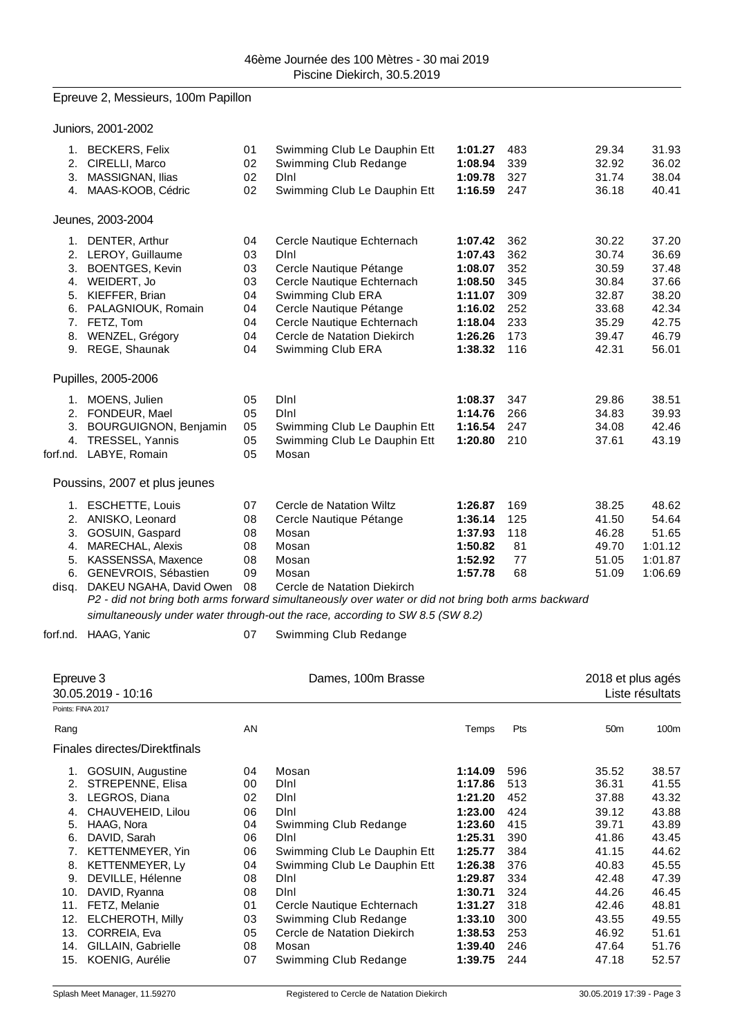## Epreuve 2, Messieurs, 100m Papillon

### Juniors, 2001-2002

| Rang | Nom | AN | Club | Temps | Pts | 50m | 100m |
|---|---|---|---|---|---|---|---|
| 1. | BECKERS, Felix | 01 | Swimming Club Le Dauphin Ett | **1:01.27** | 483 | 29.34 | 31.93 |
| 2. | CIRELLI, Marco | 02 | Swimming Club Redange | **1:08.94** | 339 | 32.92 | 36.02 |
| 3. | MASSIGNAN, Ilias | 02 | DInl | **1:09.78** | 327 | 31.74 | 38.04 |
| 4. | MAAS-KOOB, Cédric | 02 | Swimming Club Le Dauphin Ett | **1:16.59** | 247 | 36.18 | 40.41 |

### Jeunes, 2003-2004

| Rang | Nom | AN | Club | Temps | Pts | 50m | 100m |
|---|---|---|---|---|---|---|---|
| 1. | DENTER, Arthur | 04 | Cercle Nautique Echternach | **1:07.42** | 362 | 30.22 | 37.20 |
| 2. | LEROY, Guillaume | 03 | DInl | **1:07.43** | 362 | 30.74 | 36.69 |
| 3. | BOENTGES, Kevin | 03 | Cercle Nautique Pétange | **1:08.07** | 352 | 30.59 | 37.48 |
| 4. | WEIDERT, Jo | 03 | Cercle Nautique Echternach | **1:08.50** | 345 | 30.84 | 37.66 |
| 5. | KIEFFER, Brian | 04 | Swimming Club ERA | **1:11.07** | 309 | 32.87 | 38.20 |
| 6. | PALAGNIOUK, Romain | 04 | Cercle Nautique Pétange | **1:16.02** | 252 | 33.68 | 42.34 |
| 7. | FETZ, Tom | 04 | Cercle Nautique Echternach | **1:18.04** | 233 | 35.29 | 42.75 |
| 8. | WENZEL, Grégory | 04 | Cercle de Natation Diekirch | **1:26.26** | 173 | 39.47 | 46.79 |
| 9. | REGE, Shaunak | 04 | Swimming Club ERA | **1:38.32** | 116 | 42.31 | 56.01 |

### Pupilles, 2005-2006

| Rang | Nom | AN | Club | Temps | Pts | 50m | 100m |
|---|---|---|---|---|---|---|---|
| 1. | MOENS, Julien | 05 | DInl | **1:08.37** | 347 | 29.86 | 38.51 |
| 2. | FONDEUR, Mael | 05 | DInl | **1:14.76** | 266 | 34.83 | 39.93 |
| 3. | BOURGUIGNON, Benjamin | 05 | Swimming Club Le Dauphin Ett | **1:16.54** | 247 | 34.08 | 42.46 |
| 4. | TRESSEL, Yannis | 05 | Swimming Club Le Dauphin Ett | **1:20.80** | 210 | 37.61 | 43.19 |
| forf.nd. | LABYE, Romain | 05 | Mosan | | | | |

### Poussins, 2007 et plus jeunes

| Rang | Nom | AN | Club | Temps | Pts | 50m | 100m |
|---|---|---|---|---|---|---|---|
| 1. | ESCHETTE, Louis | 07 | Cercle de Natation Wiltz | **1:26.87** | 169 | 38.25 | 48.62 |
| 2. | ANISKO, Leonard | 08 | Cercle Nautique Pétange | **1:36.14** | 125 | 41.50 | 54.64 |
| 3. | GOSUIN, Gaspard | 08 | Mosan | **1:37.93** | 118 | 46.28 | 51.65 |
| 4. | MARECHAL, Alexis | 08 | Mosan | **1:50.82** | 81 | 49.70 | 1:01.12 |
| 5. | KASSENSSA, Maxence | 08 | Mosan | **1:52.92** | 77 | 51.05 | 1:01.87 |
| 6. | GENEVROIS, Sébastien | 09 | Mosan | **1:57.78** | 68 | 51.09 | 1:06.69 |
| disq. | DAKEU NGAHA, David Owen | 08 | Cercle de Natation Diekirch | | | | |

*P2 - did not bring both arms forward simultaneously over water or did not bring both arms backward simultaneously under water through-out the race, according to SW 8.5 (SW 8.2)*

| Rang | Nom | AN | Club | Temps | Pts | 50m | 100m |
|---|---|---|---|---|---|---|---|
| forf.nd. | HAAG, Yanic | 07 | Swimming Club Redange | | | | |

## Epreuve 3 — Dames, 100m Brasse — 2018 et plus agés

30.05.2019 - 10:16 — Liste résultats

Points: FINA 2017

### Finales directes/Direktfinals

| Rang | Nom | AN | Club | Temps | Pts | 50m | 100m |
|---|---|---|---|---|---|---|---|
| 1. | GOSUIN, Augustine | 04 | Mosan | **1:14.09** | 596 | 35.52 | 38.57 |
| 2. | STREPENNE, Elisa | 00 | DInl | **1:17.86** | 513 | 36.31 | 41.55 |
| 3. | LEGROS, Diana | 02 | DInl | **1:21.20** | 452 | 37.88 | 43.32 |
| 4. | CHAUVEHEID, Lilou | 06 | DInl | **1:23.00** | 424 | 39.12 | 43.88 |
| 5. | HAAG, Nora | 04 | Swimming Club Redange | **1:23.60** | 415 | 39.71 | 43.89 |
| 6. | DAVID, Sarah | 06 | DInl | **1:25.31** | 390 | 41.86 | 43.45 |
| 7. | KETTENMEYER, Yin | 06 | Swimming Club Le Dauphin Ett | **1:25.77** | 384 | 41.15 | 44.62 |
| 8. | KETTENMEYER, Ly | 04 | Swimming Club Le Dauphin Ett | **1:26.38** | 376 | 40.83 | 45.55 |
| 9. | DEVILLE, Hélenne | 08 | DInl | **1:29.87** | 334 | 42.48 | 47.39 |
| 10. | DAVID, Ryanna | 08 | DInl | **1:30.71** | 324 | 44.26 | 46.45 |
| 11. | FETZ, Melanie | 01 | Cercle Nautique Echternach | **1:31.27** | 318 | 42.46 | 48.81 |
| 12. | ELCHEROTH, Milly | 03 | Swimming Club Redange | **1:33.10** | 300 | 43.55 | 49.55 |
| 13. | CORREIA, Eva | 05 | Cercle de Natation Diekirch | **1:38.53** | 253 | 46.92 | 51.61 |
| 14. | GILLAIN, Gabrielle | 08 | Mosan | **1:39.40** | 246 | 47.64 | 51.76 |
| 15. | KOENIG, Aurélie | 07 | Swimming Club Redange | **1:39.75** | 244 | 47.18 | 52.57 |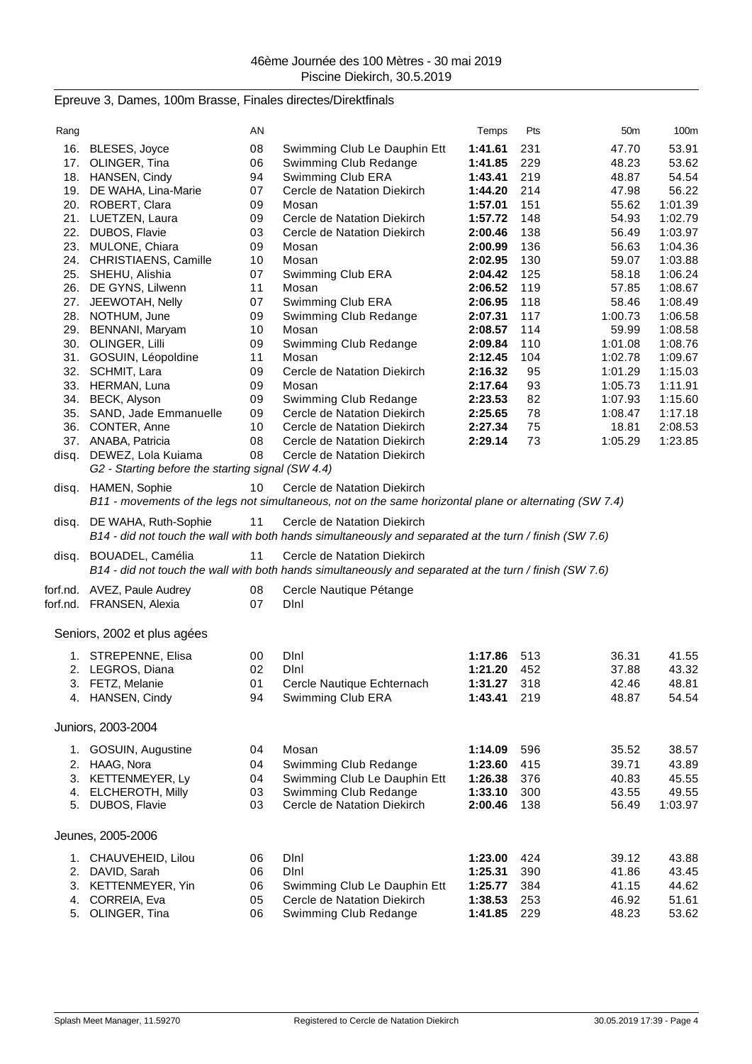46ème Journée des 100 Mètres - 30 mai 2019
Piscine Diekirch, 30.5.2019

## Epreuve 3, Dames, 100m Brasse, Finales directes/Direktfinals

| Rang | | AN | | Temps | Pts | 50m | 100m |
|---|---|---|---|---|---|---|---|
| 16. | BLESES, Joyce | 08 | Swimming Club Le Dauphin Ett | **1:41.61** | 231 | 47.70 | 53.91 |
| 17. | OLINGER, Tina | 06 | Swimming Club Redange | **1:41.85** | 229 | 48.23 | 53.62 |
| 18. | HANSEN, Cindy | 94 | Swimming Club ERA | **1:43.41** | 219 | 48.87 | 54.54 |
| 19. | DE WAHA, Lina-Marie | 07 | Cercle de Natation Diekirch | **1:44.20** | 214 | 47.98 | 56.22 |
| 20. | ROBERT, Clara | 09 | Mosan | **1:57.01** | 151 | 55.62 | 1:01.39 |
| 21. | LUETZEN, Laura | 09 | Cercle de Natation Diekirch | **1:57.72** | 148 | 54.93 | 1:02.79 |
| 22. | DUBOS, Flavie | 03 | Cercle de Natation Diekirch | **2:00.46** | 138 | 56.49 | 1:03.97 |
| 23. | MULONE, Chiara | 09 | Mosan | **2:00.99** | 136 | 56.63 | 1:04.36 |
| 24. | CHRISTIAENS, Camille | 10 | Mosan | **2:02.95** | 130 | 59.07 | 1:03.88 |
| 25. | SHEHU, Alishia | 07 | Swimming Club ERA | **2:04.42** | 125 | 58.18 | 1:06.24 |
| 26. | DE GYNS, Lilwenn | 11 | Mosan | **2:06.52** | 119 | 57.85 | 1:08.67 |
| 27. | JEEWOTAH, Nelly | 07 | Swimming Club ERA | **2:06.95** | 118 | 58.46 | 1:08.49 |
| 28. | NOTHUM, June | 09 | Swimming Club Redange | **2:07.31** | 117 | 1:00.73 | 1:06.58 |
| 29. | BENNANI, Maryam | 10 | Mosan | **2:08.57** | 114 | 59.99 | 1:08.58 |
| 30. | OLINGER, Lilli | 09 | Swimming Club Redange | **2:09.84** | 110 | 1:01.08 | 1:08.76 |
| 31. | GOSUIN, Léopoldine | 11 | Mosan | **2:12.45** | 104 | 1:02.78 | 1:09.67 |
| 32. | SCHMIT, Lara | 09 | Cercle de Natation Diekirch | **2:16.32** | 95 | 1:01.29 | 1:15.03 |
| 33. | HERMAN, Luna | 09 | Mosan | **2:17.64** | 93 | 1:05.73 | 1:11.91 |
| 34. | BECK, Alyson | 09 | Swimming Club Redange | **2:23.53** | 82 | 1:07.93 | 1:15.60 |
| 35. | SAND, Jade Emmanuelle | 09 | Cercle de Natation Diekirch | **2:25.65** | 78 | 1:08.47 | 1:17.18 |
| 36. | CONTER, Anne | 10 | Cercle de Natation Diekirch | **2:27.34** | 75 | 18.81 | 2:08.53 |
| 37. | ANABA, Patricia | 08 | Cercle de Natation Diekirch | **2:29.14** | 73 | 1:05.29 | 1:23.85 |
| disq. | DEWEZ, Lola Kuiama | 08 | Cercle de Natation Diekirch | | | | |
| | *G2 - Starting before the starting signal (SW 4.4)* | | | | | | |
| disq. | HAMEN, Sophie | 10 | Cercle de Natation Diekirch | | | | |
| | *B11 - movements of the legs not simultaneous, not on the same horizontal plane or alternating (SW 7.4)* | | | | | | |
| disq. | DE WAHA, Ruth-Sophie | 11 | Cercle de Natation Diekirch | | | | |
| | *B14 - did not touch the wall with both hands simultaneously and separated at the turn / finish (SW 7.6)* | | | | | | |
| disq. | BOUADEL, Camélia | 11 | Cercle de Natation Diekirch | | | | |
| | *B14 - did not touch the wall with both hands simultaneously and separated at the turn / finish (SW 7.6)* | | | | | | |
| forf.nd. | AVEZ, Paule Audrey | 08 | Cercle Nautique Pétange | | | | |
| forf.nd. | FRANSEN, Alexia | 07 | Dlnl | | | | |

### Seniors, 2002 et plus agées

| Rang | | AN | | Temps | Pts | 50m | 100m |
|---|---|---|---|---|---|---|---|
| 1. | STREPENNE, Elisa | 00 | Dlnl | **1:17.86** | 513 | 36.31 | 41.55 |
| 2. | LEGROS, Diana | 02 | Dlnl | **1:21.20** | 452 | 37.88 | 43.32 |
| 3. | FETZ, Melanie | 01 | Cercle Nautique Echternach | **1:31.27** | 318 | 42.46 | 48.81 |
| 4. | HANSEN, Cindy | 94 | Swimming Club ERA | **1:43.41** | 219 | 48.87 | 54.54 |

### Juniors, 2003-2004

| Rang | | AN | | Temps | Pts | 50m | 100m |
|---|---|---|---|---|---|---|---|
| 1. | GOSUIN, Augustine | 04 | Mosan | **1:14.09** | 596 | 35.52 | 38.57 |
| 2. | HAAG, Nora | 04 | Swimming Club Redange | **1:23.60** | 415 | 39.71 | 43.89 |
| 3. | KETTENMEYER, Ly | 04 | Swimming Club Le Dauphin Ett | **1:26.38** | 376 | 40.83 | 45.55 |
| 4. | ELCHEROTH, Milly | 03 | Swimming Club Redange | **1:33.10** | 300 | 43.55 | 49.55 |
| 5. | DUBOS, Flavie | 03 | Cercle de Natation Diekirch | **2:00.46** | 138 | 56.49 | 1:03.97 |

### Jeunes, 2005-2006

| Rang | | AN | | Temps | Pts | 50m | 100m |
|---|---|---|---|---|---|---|---|
| 1. | CHAUVEHEID, Lilou | 06 | Dlnl | **1:23.00** | 424 | 39.12 | 43.88 |
| 2. | DAVID, Sarah | 06 | Dlnl | **1:25.31** | 390 | 41.86 | 43.45 |
| 3. | KETTENMEYER, Yin | 06 | Swimming Club Le Dauphin Ett | **1:25.77** | 384 | 41.15 | 44.62 |
| 4. | CORREIA, Eva | 05 | Cercle de Natation Diekirch | **1:38.53** | 253 | 46.92 | 51.61 |
| 5. | OLINGER, Tina | 06 | Swimming Club Redange | **1:41.85** | 229 | 48.23 | 53.62 |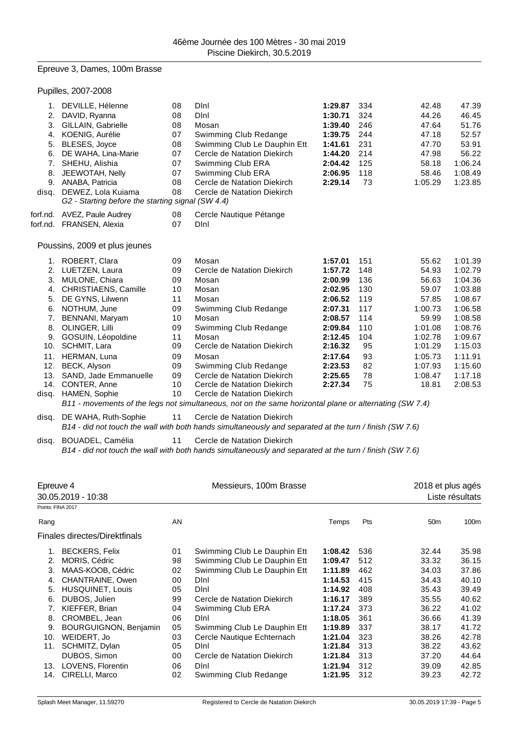46ème Journée des 100 Mètres - 30 mai 2019
Piscine Diekirch, 30.5.2019

## Epreuve 3, Dames, 100m Brasse

### Pupilles, 2007-2008

| Rang | Nom | AN | Club | Temps | Pts | 50m | 100m |
|---|---|---|---|---|---|---|---|
| 1. | DEVILLE, Hélenne | 08 | Dlnl | **1:29.87** | 334 | 42.48 | 47.39 |
| 2. | DAVID, Ryanna | 08 | Dlnl | **1:30.71** | 324 | 44.26 | 46.45 |
| 3. | GILLAIN, Gabrielle | 08 | Mosan | **1:39.40** | 246 | 47.64 | 51.76 |
| 4. | KOENIG, Aurélie | 07 | Swimming Club Redange | **1:39.75** | 244 | 47.18 | 52.57 |
| 5. | BLESES, Joyce | 08 | Swimming Club Le Dauphin Ett | **1:41.61** | 231 | 47.70 | 53.91 |
| 6. | DE WAHA, Lina-Marie | 07 | Cercle de Natation Diekirch | **1:44.20** | 214 | 47.98 | 56.22 |
| 7. | SHEHU, Alishia | 07 | Swimming Club ERA | **2:04.42** | 125 | 58.18 | 1:06.24 |
| 8. | JEEWOTAH, Nelly | 07 | Swimming Club ERA | **2:06.95** | 118 | 58.46 | 1:08.49 |
| 9. | ANABA, Patricia | 08 | Cercle de Natation Diekirch | **2:29.14** | 73 | 1:05.29 | 1:23.85 |
| disq. | DEWEZ, Lola Kuiama | 08 | Cercle de Natation Diekirch | | | | |

*G2 - Starting before the starting signal (SW 4.4)*

| Rang | Nom | AN | Club |
|---|---|---|---|
| forf.nd. | AVEZ, Paule Audrey | 08 | Cercle Nautique Pétange |
| forf.nd. | FRANSEN, Alexia | 07 | Dlnl |

### Poussins, 2009 et plus jeunes

| Rang | Nom | AN | Club | Temps | Pts | 50m | 100m |
|---|---|---|---|---|---|---|---|
| 1. | ROBERT, Clara | 09 | Mosan | **1:57.01** | 151 | 55.62 | 1:01.39 |
| 2. | LUETZEN, Laura | 09 | Cercle de Natation Diekirch | **1:57.72** | 148 | 54.93 | 1:02.79 |
| 3. | MULONE, Chiara | 09 | Mosan | **2:00.99** | 136 | 56.63 | 1:04.36 |
| 4. | CHRISTIAENS, Camille | 10 | Mosan | **2:02.95** | 130 | 59.07 | 1:03.88 |
| 5. | DE GYNS, Lilwenn | 11 | Mosan | **2:06.52** | 119 | 57.85 | 1:08.67 |
| 6. | NOTHUM, June | 09 | Swimming Club Redange | **2:07.31** | 117 | 1:00.73 | 1:06.58 |
| 7. | BENNANI, Maryam | 10 | Mosan | **2:08.57** | 114 | 59.99 | 1:08.58 |
| 8. | OLINGER, Lilli | 09 | Swimming Club Redange | **2:09.84** | 110 | 1:01.08 | 1:08.76 |
| 9. | GOSUIN, Léopoldine | 11 | Mosan | **2:12.45** | 104 | 1:02.78 | 1:09.67 |
| 10. | SCHMIT, Lara | 09 | Cercle de Natation Diekirch | **2:16.32** | 95 | 1:01.29 | 1:15.03 |
| 11. | HERMAN, Luna | 09 | Mosan | **2:17.64** | 93 | 1:05.73 | 1:11.91 |
| 12. | BECK, Alyson | 09 | Swimming Club Redange | **2:23.53** | 82 | 1:07.93 | 1:15.60 |
| 13. | SAND, Jade Emmanuelle | 09 | Cercle de Natation Diekirch | **2:25.65** | 78 | 1:08.47 | 1:17.18 |
| 14. | CONTER, Anne | 10 | Cercle de Natation Diekirch | **2:27.34** | 75 | 18.81 | 2:08.53 |
| disq. | HAMEN, Sophie | 10 | Cercle de Natation Diekirch | | | | |

*B11 - movements of the legs not simultaneous, not on the same horizontal plane or alternating (SW 7.4)*

| Rang | Nom | AN | Club |
|---|---|---|---|
| disq. | DE WAHA, Ruth-Sophie | 11 | Cercle de Natation Diekirch |

*B14 - did not touch the wall with both hands simultaneously and separated at the turn / finish (SW 7.6)*

| Rang | Nom | AN | Club |
|---|---|---|---|
| disq. | BOUADEL, Camélia | 11 | Cercle de Natation Diekirch |

*B14 - did not touch the wall with both hands simultaneously and separated at the turn / finish (SW 7.6)*

## Epreuve 4 — Messieurs, 100m Brasse — 2018 et plus agés

30.05.2019 - 10:38 — Liste résultats

Points: FINA 2017

### Finales directes/Direktfinals

| Rang | Nom | AN | Club | Temps | Pts | 50m | 100m |
|---|---|---|---|---|---|---|---|
| 1. | BECKERS, Felix | 01 | Swimming Club Le Dauphin Ett | **1:08.42** | 536 | 32.44 | 35.98 |
| 2. | MORIS, Cédric | 98 | Swimming Club Le Dauphin Ett | **1:09.47** | 512 | 33.32 | 36.15 |
| 3. | MAAS-KOOB, Cédric | 02 | Swimming Club Le Dauphin Ett | **1:11.89** | 462 | 34.03 | 37.86 |
| 4. | CHANTRAINE, Owen | 00 | Dlnl | **1:14.53** | 415 | 34.43 | 40.10 |
| 5. | HUSQUINET, Louis | 05 | Dlnl | **1:14.92** | 408 | 35.43 | 39.49 |
| 6. | DUBOS, Julien | 99 | Cercle de Natation Diekirch | **1:16.17** | 389 | 35.55 | 40.62 |
| 7. | KIEFFER, Brian | 04 | Swimming Club ERA | **1:17.24** | 373 | 36.22 | 41.02 |
| 8. | CROMBEL, Jean | 06 | Dlnl | **1:18.05** | 361 | 36.66 | 41.39 |
| 9. | BOURGUIGNON, Benjamin | 05 | Swimming Club Le Dauphin Ett | **1:19.89** | 337 | 38.17 | 41.72 |
| 10. | WEIDERT, Jo | 03 | Cercle Nautique Echternach | **1:21.04** | 323 | 38.26 | 42.78 |
| 11. | SCHMITZ, Dylan | 05 | Dlnl | **1:21.84** | 313 | 38.22 | 43.62 |
| | DUBOS, Simon | 00 | Cercle de Natation Diekirch | **1:21.84** | 313 | 37.20 | 44.64 |
| 13. | LOVENS, Florentin | 06 | Dlnl | **1:21.94** | 312 | 39.09 | 42.85 |
| 14. | CIRELLI, Marco | 02 | Swimming Club Redange | **1:21.95** | 312 | 39.23 | 42.72 |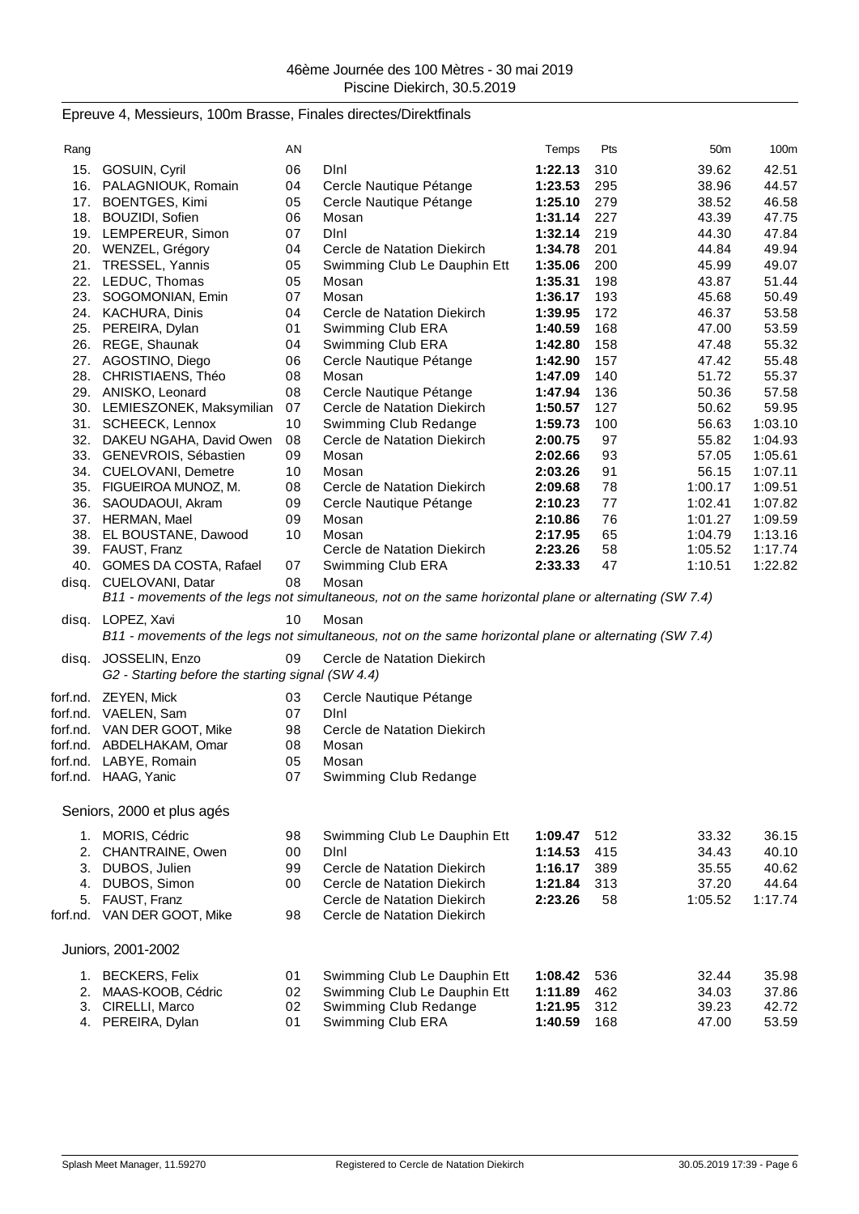46ème Journée des 100 Mètres - 30 mai 2019
Piscine Diekirch, 30.5.2019

## Epreuve 4, Messieurs, 100m Brasse, Finales directes/Direktfinals

| Rang | | AN | | Temps | Pts | 50m | 100m |
|---|---|---|---|---|---|---|---|
| 15. | GOSUIN, Cyril | 06 | DInl | **1:22.13** | 310 | 39.62 | 42.51 |
| 16. | PALAGNIOUK, Romain | 04 | Cercle Nautique Pétange | **1:23.53** | 295 | 38.96 | 44.57 |
| 17. | BOENTGES, Kimi | 05 | Cercle Nautique Pétange | **1:25.10** | 279 | 38.52 | 46.58 |
| 18. | BOUZIDI, Sofien | 06 | Mosan | **1:31.14** | 227 | 43.39 | 47.75 |
| 19. | LEMPEREUR, Simon | 07 | DInl | **1:32.14** | 219 | 44.30 | 47.84 |
| 20. | WENZEL, Grégory | 04 | Cercle de Natation Diekirch | **1:34.78** | 201 | 44.84 | 49.94 |
| 21. | TRESSEL, Yannis | 05 | Swimming Club Le Dauphin Ett | **1:35.06** | 200 | 45.99 | 49.07 |
| 22. | LEDUC, Thomas | 05 | Mosan | **1:35.31** | 198 | 43.87 | 51.44 |
| 23. | SOGOMONIAN, Emin | 07 | Mosan | **1:36.17** | 193 | 45.68 | 50.49 |
| 24. | KACHURA, Dinis | 04 | Cercle de Natation Diekirch | **1:39.95** | 172 | 46.37 | 53.58 |
| 25. | PEREIRA, Dylan | 01 | Swimming Club ERA | **1:40.59** | 168 | 47.00 | 53.59 |
| 26. | REGE, Shaunak | 04 | Swimming Club ERA | **1:42.80** | 158 | 47.48 | 55.32 |
| 27. | AGOSTINO, Diego | 06 | Cercle Nautique Pétange | **1:42.90** | 157 | 47.42 | 55.48 |
| 28. | CHRISTIAENS, Théo | 08 | Mosan | **1:47.09** | 140 | 51.72 | 55.37 |
| 29. | ANISKO, Leonard | 08 | Cercle Nautique Pétange | **1:47.94** | 136 | 50.36 | 57.58 |
| 30. | LEMIESZONEK, Maksymilian | 07 | Cercle de Natation Diekirch | **1:50.57** | 127 | 50.62 | 59.95 |
| 31. | SCHEECK, Lennox | 10 | Swimming Club Redange | **1:59.73** | 100 | 56.63 | 1:03.10 |
| 32. | DAKEU NGAHA, David Owen | 08 | Cercle de Natation Diekirch | **2:00.75** | 97 | 55.82 | 1:04.93 |
| 33. | GENEVROIS, Sébastien | 09 | Mosan | **2:02.66** | 93 | 57.05 | 1:05.61 |
| 34. | CUELOVANI, Demetre | 10 | Mosan | **2:03.26** | 91 | 56.15 | 1:07.11 |
| 35. | FIGUEIROA MUNOZ, M. | 08 | Cercle de Natation Diekirch | **2:09.68** | 78 | 1:00.17 | 1:09.51 |
| 36. | SAOUDAOUI, Akram | 09 | Cercle Nautique Pétange | **2:10.23** | 77 | 1:02.41 | 1:07.82 |
| 37. | HERMAN, Mael | 09 | Mosan | **2:10.86** | 76 | 1:01.27 | 1:09.59 |
| 38. | EL BOUSTANE, Dawood | 10 | Mosan | **2:17.95** | 65 | 1:04.79 | 1:13.16 |
| 39. | FAUST, Franz | | Cercle de Natation Diekirch | **2:23.26** | 58 | 1:05.52 | 1:17.74 |
| 40. | GOMES DA COSTA, Rafael | 07 | Swimming Club ERA | **2:33.33** | 47 | 1:10.51 | 1:22.82 |
| disq. | CUELOVANI, Datar | 08 | Mosan | | | | |
| | *B11 - movements of the legs not simultaneous, not on the same horizontal plane or alternating (SW 7.4)* | | | | | | |
| disq. | LOPEZ, Xavi | 10 | Mosan | | | | |
| | *B11 - movements of the legs not simultaneous, not on the same horizontal plane or alternating (SW 7.4)* | | | | | | |
| disq. | JOSSELIN, Enzo | 09 | Cercle de Natation Diekirch | | | | |
| | *G2 - Starting before the starting signal (SW 4.4)* | | | | | | |
| forf.nd. | ZEYEN, Mick | 03 | Cercle Nautique Pétange | | | | |
| forf.nd. | VAELEN, Sam | 07 | DInl | | | | |
| forf.nd. | VAN DER GOOT, Mike | 98 | Cercle de Natation Diekirch | | | | |
| forf.nd. | ABDELHAKAM, Omar | 08 | Mosan | | | | |
| forf.nd. | LABYE, Romain | 05 | Mosan | | | | |
| forf.nd. | HAAG, Yanic | 07 | Swimming Club Redange | | | | |

### Seniors, 2000 et plus agés

| Rang | | AN | | Temps | Pts | 50m | 100m |
|---|---|---|---|---|---|---|---|
| 1. | MORIS, Cédric | 98 | Swimming Club Le Dauphin Ett | **1:09.47** | 512 | 33.32 | 36.15 |
| 2. | CHANTRAINE, Owen | 00 | DInl | **1:14.53** | 415 | 34.43 | 40.10 |
| 3. | DUBOS, Julien | 99 | Cercle de Natation Diekirch | **1:16.17** | 389 | 35.55 | 40.62 |
| 4. | DUBOS, Simon | 00 | Cercle de Natation Diekirch | **1:21.84** | 313 | 37.20 | 44.64 |
| 5. | FAUST, Franz | | Cercle de Natation Diekirch | **2:23.26** | 58 | 1:05.52 | 1:17.74 |
| forf.nd. | VAN DER GOOT, Mike | 98 | Cercle de Natation Diekirch | | | | |

### Juniors, 2001-2002

| Rang | | AN | | Temps | Pts | 50m | 100m |
|---|---|---|---|---|---|---|---|
| 1. | BECKERS, Felix | 01 | Swimming Club Le Dauphin Ett | **1:08.42** | 536 | 32.44 | 35.98 |
| 2. | MAAS-KOOB, Cédric | 02 | Swimming Club Le Dauphin Ett | **1:11.89** | 462 | 34.03 | 37.86 |
| 3. | CIRELLI, Marco | 02 | Swimming Club Redange | **1:21.95** | 312 | 39.23 | 42.72 |
| 4. | PEREIRA, Dylan | 01 | Swimming Club ERA | **1:40.59** | 168 | 47.00 | 53.59 |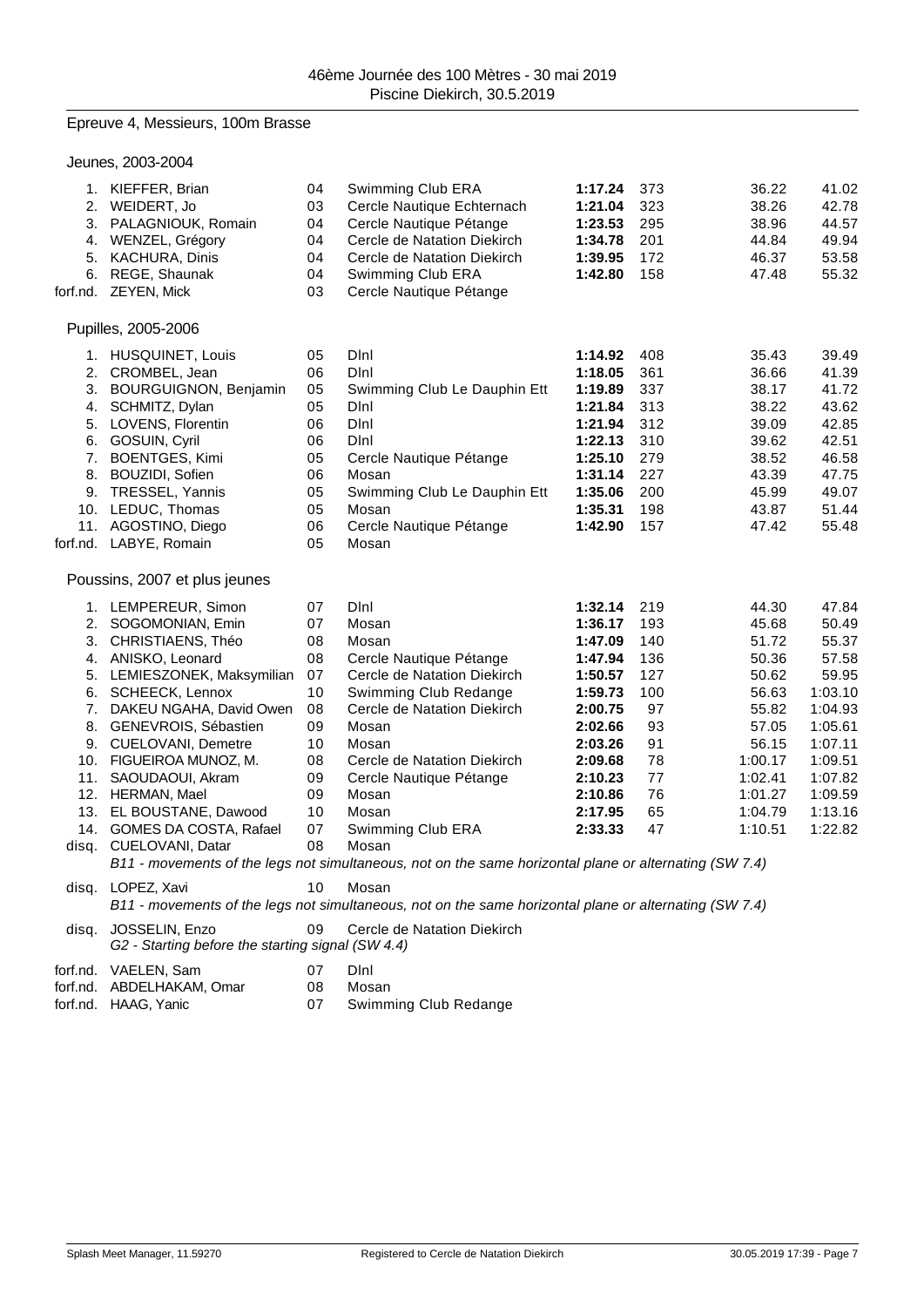46ème Journée des 100 Mètres - 30 mai 2019
Piscine Diekirch, 30.5.2019

## Epreuve 4, Messieurs, 100m Brasse

### Jeunes, 2003-2004

| Pl. | Nom | AN | Club | Temps | Pts | 50m | 100m |
|---|---|---|---|---|---|---|---|
| 1. | KIEFFER, Brian | 04 | Swimming Club ERA | **1:17.24** | 373 | 36.22 | 41.02 |
| 2. | WEIDERT, Jo | 03 | Cercle Nautique Echternach | **1:21.04** | 323 | 38.26 | 42.78 |
| 3. | PALAGNIOUK, Romain | 04 | Cercle Nautique Pétange | **1:23.53** | 295 | 38.96 | 44.57 |
| 4. | WENZEL, Grégory | 04 | Cercle de Natation Diekirch | **1:34.78** | 201 | 44.84 | 49.94 |
| 5. | KACHURA, Dinis | 04 | Cercle de Natation Diekirch | **1:39.95** | 172 | 46.37 | 53.58 |
| 6. | REGE, Shaunak | 04 | Swimming Club ERA | **1:42.80** | 158 | 47.48 | 55.32 |
| forf.nd. | ZEYEN, Mick | 03 | Cercle Nautique Pétange | | | | |

### Pupilles, 2005-2006

| Pl. | Nom | AN | Club | Temps | Pts | 50m | 100m |
|---|---|---|---|---|---|---|---|
| 1. | HUSQUINET, Louis | 05 | Dlnl | **1:14.92** | 408 | 35.43 | 39.49 |
| 2. | CROMBEL, Jean | 06 | Dlnl | **1:18.05** | 361 | 36.66 | 41.39 |
| 3. | BOURGUIGNON, Benjamin | 05 | Swimming Club Le Dauphin Ett | **1:19.89** | 337 | 38.17 | 41.72 |
| 4. | SCHMITZ, Dylan | 05 | Dlnl | **1:21.84** | 313 | 38.22 | 43.62 |
| 5. | LOVENS, Florentin | 06 | Dlnl | **1:21.94** | 312 | 39.09 | 42.85 |
| 6. | GOSUIN, Cyril | 06 | Dlnl | **1:22.13** | 310 | 39.62 | 42.51 |
| 7. | BOENTGES, Kimi | 05 | Cercle Nautique Pétange | **1:25.10** | 279 | 38.52 | 46.58 |
| 8. | BOUZIDI, Sofien | 06 | Mosan | **1:31.14** | 227 | 43.39 | 47.75 |
| 9. | TRESSEL, Yannis | 05 | Swimming Club Le Dauphin Ett | **1:35.06** | 200 | 45.99 | 49.07 |
| 10. | LEDUC, Thomas | 05 | Mosan | **1:35.31** | 198 | 43.87 | 51.44 |
| 11. | AGOSTINO, Diego | 06 | Cercle Nautique Pétange | **1:42.90** | 157 | 47.42 | 55.48 |
| forf.nd. | LABYE, Romain | 05 | Mosan | | | | |

### Poussins, 2007 et plus jeunes

| Pl. | Nom | AN | Club | Temps | Pts | 50m | 100m |
|---|---|---|---|---|---|---|---|
| 1. | LEMPEREUR, Simon | 07 | Dlnl | **1:32.14** | 219 | 44.30 | 47.84 |
| 2. | SOGOMONIAN, Emin | 07 | Mosan | **1:36.17** | 193 | 45.68 | 50.49 |
| 3. | CHRISTIAENS, Théo | 08 | Mosan | **1:47.09** | 140 | 51.72 | 55.37 |
| 4. | ANISKO, Leonard | 08 | Cercle Nautique Pétange | **1:47.94** | 136 | 50.36 | 57.58 |
| 5. | LEMIESZONEK, Maksymilian | 07 | Cercle de Natation Diekirch | **1:50.57** | 127 | 50.62 | 59.95 |
| 6. | SCHEECK, Lennox | 10 | Swimming Club Redange | **1:59.73** | 100 | 56.63 | 1:03.10 |
| 7. | DAKEU NGAHA, David Owen | 08 | Cercle de Natation Diekirch | **2:00.75** | 97 | 55.82 | 1:04.93 |
| 8. | GENEVROIS, Sébastien | 09 | Mosan | **2:02.66** | 93 | 57.05 | 1:05.61 |
| 9. | CUELOVANI, Demetre | 10 | Mosan | **2:03.26** | 91 | 56.15 | 1:07.11 |
| 10. | FIGUEIROA MUNOZ, M. | 08 | Cercle de Natation Diekirch | **2:09.68** | 78 | 1:00.17 | 1:09.51 |
| 11. | SAOUDAOUI, Akram | 09 | Cercle Nautique Pétange | **2:10.23** | 77 | 1:02.41 | 1:07.82 |
| 12. | HERMAN, Mael | 09 | Mosan | **2:10.86** | 76 | 1:01.27 | 1:09.59 |
| 13. | EL BOUSTANE, Dawood | 10 | Mosan | **2:17.95** | 65 | 1:04.79 | 1:13.16 |
| 14. | GOMES DA COSTA, Rafael | 07 | Swimming Club ERA | **2:33.33** | 47 | 1:10.51 | 1:22.82 |
| disq. | CUELOVANI, Datar | 08 | Mosan | | | | |
| | *B11 - movements of the legs not simultaneous, not on the same horizontal plane or alternating (SW 7.4)* | | | | | | |
| disq. | LOPEZ, Xavi | 10 | Mosan | | | | |
| | *B11 - movements of the legs not simultaneous, not on the same horizontal plane or alternating (SW 7.4)* | | | | | | |
| disq. | JOSSELIN, Enzo | 09 | Cercle de Natation Diekirch | | | | |
| | *G2 - Starting before the starting signal (SW 4.4)* | | | | | | |
| forf.nd. | VAELEN, Sam | 07 | Dlnl | | | | |
| forf.nd. | ABDELHAKAM, Omar | 08 | Mosan | | | | |
| forf.nd. | HAAG, Yanic | 07 | Swimming Club Redange | | | | |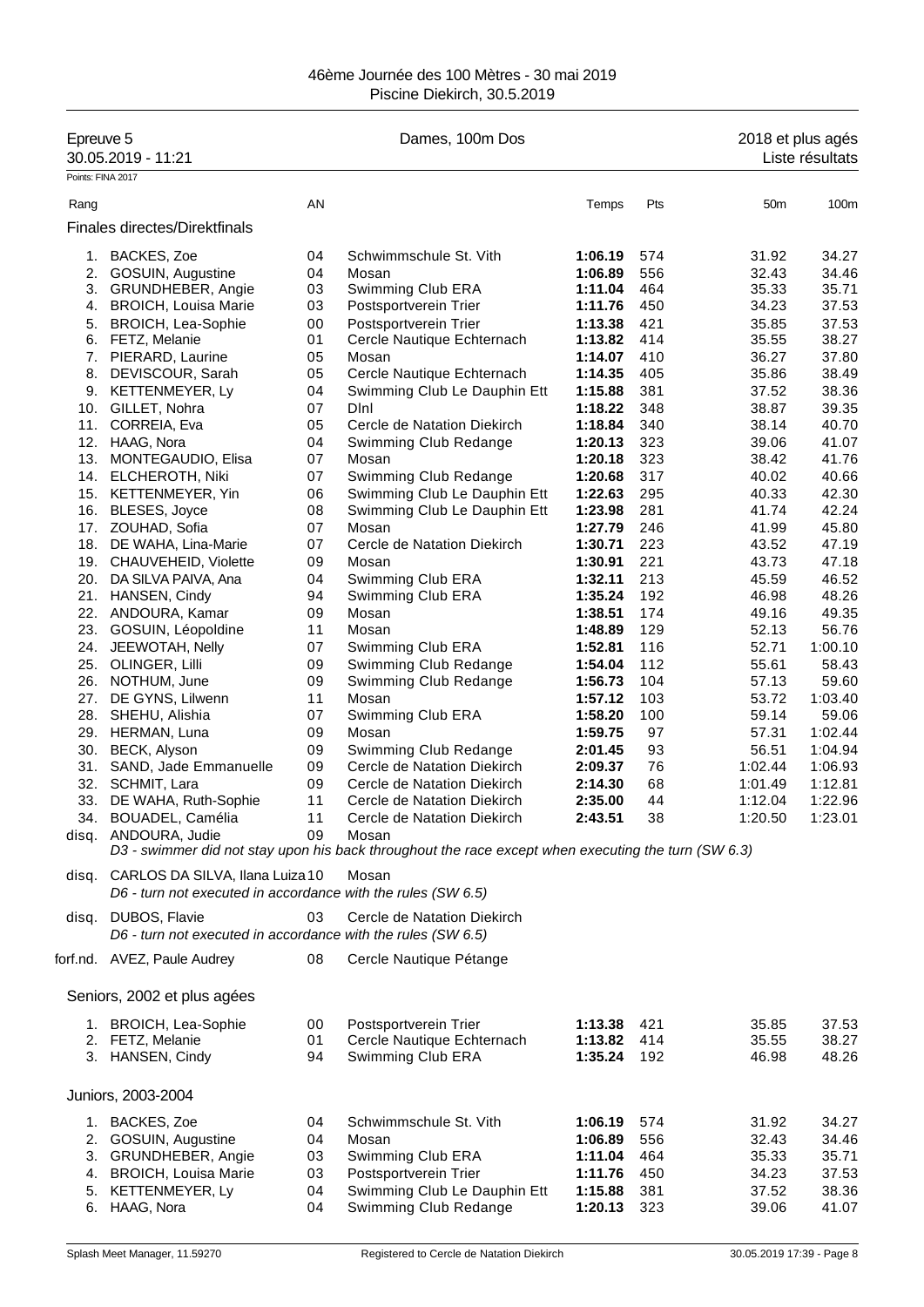46ème Journée des 100 Mètres - 30 mai 2019
Piscine Diekirch, 30.5.2019

## Epreuve 5 — Dames, 100m Dos — 2018 et plus agés

30.05.2019 - 11:21 — Liste résultats

Points: FINA 2017

### Finales directes/Direktfinals

| Rang | | AN | | Temps | Pts | 50m | 100m |
|---|---|---|---|---|---|---|---|
| 1. | BACKES, Zoe | 04 | Schwimmschule St. Vith | **1:06.19** | 574 | 31.92 | 34.27 |
| 2. | GOSUIN, Augustine | 04 | Mosan | **1:06.89** | 556 | 32.43 | 34.46 |
| 3. | GRUNDHEBER, Angie | 03 | Swimming Club ERA | **1:11.04** | 464 | 35.33 | 35.71 |
| 4. | BROICH, Louisa Marie | 03 | Postsportverein Trier | **1:11.76** | 450 | 34.23 | 37.53 |
| 5. | BROICH, Lea-Sophie | 00 | Postsportverein Trier | **1:13.38** | 421 | 35.85 | 37.53 |
| 6. | FETZ, Melanie | 01 | Cercle Nautique Echternach | **1:13.82** | 414 | 35.55 | 38.27 |
| 7. | PIERARD, Laurine | 05 | Mosan | **1:14.07** | 410 | 36.27 | 37.80 |
| 8. | DEVISCOUR, Sarah | 05 | Cercle Nautique Echternach | **1:14.35** | 405 | 35.86 | 38.49 |
| 9. | KETTENMEYER, Ly | 04 | Swimming Club Le Dauphin Ett | **1:15.88** | 381 | 37.52 | 38.36 |
| 10. | GILLET, Nohra | 07 | Dlnl | **1:18.22** | 348 | 38.87 | 39.35 |
| 11. | CORREIA, Eva | 05 | Cercle de Natation Diekirch | **1:18.84** | 340 | 38.14 | 40.70 |
| 12. | HAAG, Nora | 04 | Swimming Club Redange | **1:20.13** | 323 | 39.06 | 41.07 |
| 13. | MONTEGAUDIO, Elisa | 07 | Mosan | **1:20.18** | 323 | 38.42 | 41.76 |
| 14. | ELCHEROTH, Niki | 07 | Swimming Club Redange | **1:20.68** | 317 | 40.02 | 40.66 |
| 15. | KETTENMEYER, Yin | 06 | Swimming Club Le Dauphin Ett | **1:22.63** | 295 | 40.33 | 42.30 |
| 16. | BLESES, Joyce | 08 | Swimming Club Le Dauphin Ett | **1:23.98** | 281 | 41.74 | 42.24 |
| 17. | ZOUHAD, Sofia | 07 | Mosan | **1:27.79** | 246 | 41.99 | 45.80 |
| 18. | DE WAHA, Lina-Marie | 07 | Cercle de Natation Diekirch | **1:30.71** | 223 | 43.52 | 47.19 |
| 19. | CHAUVEHEID, Violette | 09 | Mosan | **1:30.91** | 221 | 43.73 | 47.18 |
| 20. | DA SILVA PAIVA, Ana | 04 | Swimming Club ERA | **1:32.11** | 213 | 45.59 | 46.52 |
| 21. | HANSEN, Cindy | 94 | Swimming Club ERA | **1:35.24** | 192 | 46.98 | 48.26 |
| 22. | ANDOURA, Kamar | 09 | Mosan | **1:38.51** | 174 | 49.16 | 49.35 |
| 23. | GOSUIN, Léopoldine | 11 | Mosan | **1:48.89** | 129 | 52.13 | 56.76 |
| 24. | JEEWOTAH, Nelly | 07 | Swimming Club ERA | **1:52.81** | 116 | 52.71 | 1:00.10 |
| 25. | OLINGER, Lilli | 09 | Swimming Club Redange | **1:54.04** | 112 | 55.61 | 58.43 |
| 26. | NOTHUM, June | 09 | Swimming Club Redange | **1:56.73** | 104 | 57.13 | 59.60 |
| 27. | DE GYNS, Lilwenn | 11 | Mosan | **1:57.12** | 103 | 53.72 | 1:03.40 |
| 28. | SHEHU, Alishia | 07 | Swimming Club ERA | **1:58.20** | 100 | 59.14 | 59.06 |
| 29. | HERMAN, Luna | 09 | Mosan | **1:59.75** | 97 | 57.31 | 1:02.44 |
| 30. | BECK, Alyson | 09 | Swimming Club Redange | **2:01.45** | 93 | 56.51 | 1:04.94 |
| 31. | SAND, Jade Emmanuelle | 09 | Cercle de Natation Diekirch | **2:09.37** | 76 | 1:02.44 | 1:06.93 |
| 32. | SCHMIT, Lara | 09 | Cercle de Natation Diekirch | **2:14.30** | 68 | 1:01.49 | 1:12.81 |
| 33. | DE WAHA, Ruth-Sophie | 11 | Cercle de Natation Diekirch | **2:35.00** | 44 | 1:12.04 | 1:22.96 |
| 34. | BOUADEL, Camélia | 11 | Cercle de Natation Diekirch | **2:43.51** | 38 | 1:20.50 | 1:23.01 |
| disq. | ANDOURA, Judie | 09 | Mosan | | | | |
| | *D3 - swimmer did not stay upon his back throughout the race except when executing the turn (SW 6.3)* | | | | | | |
| disq. | CARLOS DA SILVA, Ilana Luiza | 10 | Mosan | | | | |
| | *D6 - turn not executed in accordance with the rules (SW 6.5)* | | | | | | |
| disq. | DUBOS, Flavie | 03 | Cercle de Natation Diekirch | | | | |
| | *D6 - turn not executed in accordance with the rules (SW 6.5)* | | | | | | |
| forf.nd. | AVEZ, Paule Audrey | 08 | Cercle Nautique Pétange | | | | |

### Seniors, 2002 et plus agées

| Rang | | AN | | Temps | Pts | 50m | 100m |
|---|---|---|---|---|---|---|---|
| 1. | BROICH, Lea-Sophie | 00 | Postsportverein Trier | **1:13.38** | 421 | 35.85 | 37.53 |
| 2. | FETZ, Melanie | 01 | Cercle Nautique Echternach | **1:13.82** | 414 | 35.55 | 38.27 |
| 3. | HANSEN, Cindy | 94 | Swimming Club ERA | **1:35.24** | 192 | 46.98 | 48.26 |

### Juniors, 2003-2004

| Rang | | AN | | Temps | Pts | 50m | 100m |
|---|---|---|---|---|---|---|---|
| 1. | BACKES, Zoe | 04 | Schwimmschule St. Vith | **1:06.19** | 574 | 31.92 | 34.27 |
| 2. | GOSUIN, Augustine | 04 | Mosan | **1:06.89** | 556 | 32.43 | 34.46 |
| 3. | GRUNDHEBER, Angie | 03 | Swimming Club ERA | **1:11.04** | 464 | 35.33 | 35.71 |
| 4. | BROICH, Louisa Marie | 03 | Postsportverein Trier | **1:11.76** | 450 | 34.23 | 37.53 |
| 5. | KETTENMEYER, Ly | 04 | Swimming Club Le Dauphin Ett | **1:15.88** | 381 | 37.52 | 38.36 |
| 6. | HAAG, Nora | 04 | Swimming Club Redange | **1:20.13** | 323 | 39.06 | 41.07 |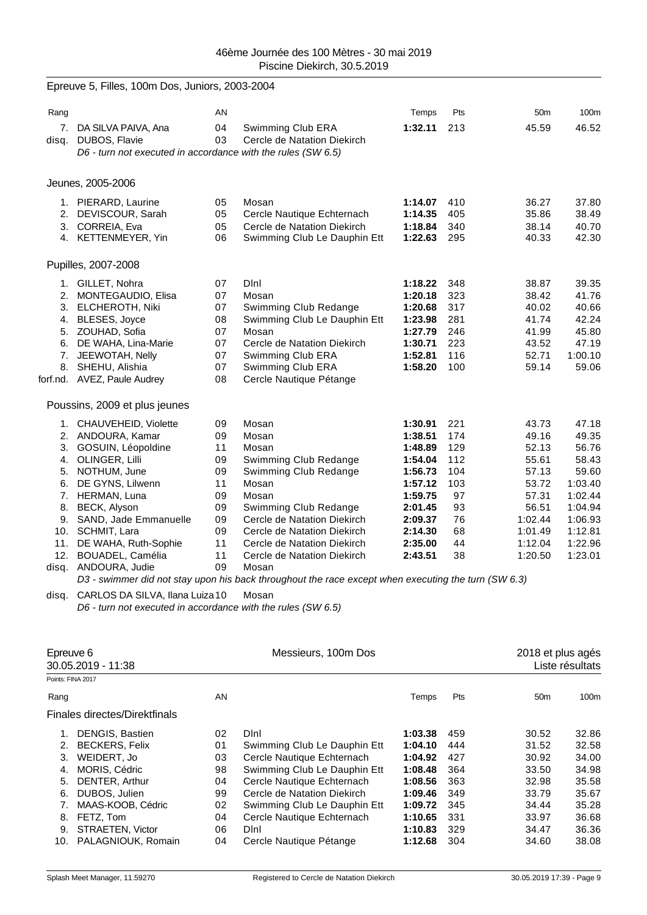46ème Journée des 100 Mètres - 30 mai 2019
Piscine Diekirch, 30.5.2019

## Epreuve 5, Filles, 100m Dos, Juniors, 2003-2004

| Rang | | AN | | Temps | Pts | 50m | 100m |
|---|---|---|---|---|---|---|---|
| 7. | DA SILVA PAIVA, Ana | 04 | Swimming Club ERA | **1:32.11** | 213 | 45.59 | 46.52 |
| disq. | DUBOS, Flavie | 03 | Cercle de Natation Diekirch | | | | |

*D6 - turn not executed in accordance with the rules (SW 6.5)*

### Jeunes, 2005-2006

| Rang | | AN | | Temps | Pts | 50m | 100m |
|---|---|---|---|---|---|---|---|
| 1. | PIERARD, Laurine | 05 | Mosan | **1:14.07** | 410 | 36.27 | 37.80 |
| 2. | DEVISCOUR, Sarah | 05 | Cercle Nautique Echternach | **1:14.35** | 405 | 35.86 | 38.49 |
| 3. | CORREIA, Eva | 05 | Cercle de Natation Diekirch | **1:18.84** | 340 | 38.14 | 40.70 |
| 4. | KETTENMEYER, Yin | 06 | Swimming Club Le Dauphin Ett | **1:22.63** | 295 | 40.33 | 42.30 |

### Pupilles, 2007-2008

| Rang | | AN | | Temps | Pts | 50m | 100m |
|---|---|---|---|---|---|---|---|
| 1. | GILLET, Nohra | 07 | Dlnl | **1:18.22** | 348 | 38.87 | 39.35 |
| 2. | MONTEGAUDIO, Elisa | 07 | Mosan | **1:20.18** | 323 | 38.42 | 41.76 |
| 3. | ELCHEROTH, Niki | 07 | Swimming Club Redange | **1:20.68** | 317 | 40.02 | 40.66 |
| 4. | BLESES, Joyce | 08 | Swimming Club Le Dauphin Ett | **1:23.98** | 281 | 41.74 | 42.24 |
| 5. | ZOUHAD, Sofia | 07 | Mosan | **1:27.79** | 246 | 41.99 | 45.80 |
| 6. | DE WAHA, Lina-Marie | 07 | Cercle de Natation Diekirch | **1:30.71** | 223 | 43.52 | 47.19 |
| 7. | JEEWOTAH, Nelly | 07 | Swimming Club ERA | **1:52.81** | 116 | 52.71 | 1:00.10 |
| 8. | SHEHU, Alishia | 07 | Swimming Club ERA | **1:58.20** | 100 | 59.14 | 59.06 |
| forf.nd. | AVEZ, Paule Audrey | 08 | Cercle Nautique Pétange | | | | |

### Poussins, 2009 et plus jeunes

| Rang | | AN | | Temps | Pts | 50m | 100m |
|---|---|---|---|---|---|---|---|
| 1. | CHAUVEHEID, Violette | 09 | Mosan | **1:30.91** | 221 | 43.73 | 47.18 |
| 2. | ANDOURA, Kamar | 09 | Mosan | **1:38.51** | 174 | 49.16 | 49.35 |
| 3. | GOSUIN, Léopoldine | 11 | Mosan | **1:48.89** | 129 | 52.13 | 56.76 |
| 4. | OLINGER, Lilli | 09 | Swimming Club Redange | **1:54.04** | 112 | 55.61 | 58.43 |
| 5. | NOTHUM, June | 09 | Swimming Club Redange | **1:56.73** | 104 | 57.13 | 59.60 |
| 6. | DE GYNS, Lilwenn | 11 | Mosan | **1:57.12** | 103 | 53.72 | 1:03.40 |
| 7. | HERMAN, Luna | 09 | Mosan | **1:59.75** | 97 | 57.31 | 1:02.44 |
| 8. | BECK, Alyson | 09 | Swimming Club Redange | **2:01.45** | 93 | 56.51 | 1:04.94 |
| 9. | SAND, Jade Emmanuelle | 09 | Cercle de Natation Diekirch | **2:09.37** | 76 | 1:02.44 | 1:06.93 |
| 10. | SCHMIT, Lara | 09 | Cercle de Natation Diekirch | **2:14.30** | 68 | 1:01.49 | 1:12.81 |
| 11. | DE WAHA, Ruth-Sophie | 11 | Cercle de Natation Diekirch | **2:35.00** | 44 | 1:12.04 | 1:22.96 |
| 12. | BOUADEL, Camélia | 11 | Cercle de Natation Diekirch | **2:43.51** | 38 | 1:20.50 | 1:23.01 |
| disq. | ANDOURA, Judie | 09 | Mosan | | | | |

*D3 - swimmer did not stay upon his back throughout the race except when executing the turn (SW 6.3)*

| Rang | | AN | | Temps | Pts | 50m | 100m |
|---|---|---|---|---|---|---|---|
| disq. | CARLOS DA SILVA, Ilana Luiza | 10 | Mosan | | | | |

*D6 - turn not executed in accordance with the rules (SW 6.5)*

## Epreuve 6 — Messieurs, 100m Dos — 2018 et plus agés

30.05.2019 - 11:38 — Liste résultats

Points: FINA 2017

### Finales directes/Direktfinals

| Rang | | AN | | Temps | Pts | 50m | 100m |
|---|---|---|---|---|---|---|---|
| 1. | DENGIS, Bastien | 02 | Dlnl | **1:03.38** | 459 | 30.52 | 32.86 |
| 2. | BECKERS, Felix | 01 | Swimming Club Le Dauphin Ett | **1:04.10** | 444 | 31.52 | 32.58 |
| 3. | WEIDERT, Jo | 03 | Cercle Nautique Echternach | **1:04.92** | 427 | 30.92 | 34.00 |
| 4. | MORIS, Cédric | 98 | Swimming Club Le Dauphin Ett | **1:08.48** | 364 | 33.50 | 34.98 |
| 5. | DENTER, Arthur | 04 | Cercle Nautique Echternach | **1:08.56** | 363 | 32.98 | 35.58 |
| 6. | DUBOS, Julien | 99 | Cercle de Natation Diekirch | **1:09.46** | 349 | 33.79 | 35.67 |
| 7. | MAAS-KOOB, Cédric | 02 | Swimming Club Le Dauphin Ett | **1:09.72** | 345 | 34.44 | 35.28 |
| 8. | FETZ, Tom | 04 | Cercle Nautique Echternach | **1:10.65** | 331 | 33.97 | 36.68 |
| 9. | STRAETEN, Victor | 06 | Dlnl | **1:10.83** | 329 | 34.47 | 36.36 |
| 10. | PALAGNIOUK, Romain | 04 | Cercle Nautique Pétange | **1:12.68** | 304 | 34.60 | 38.08 |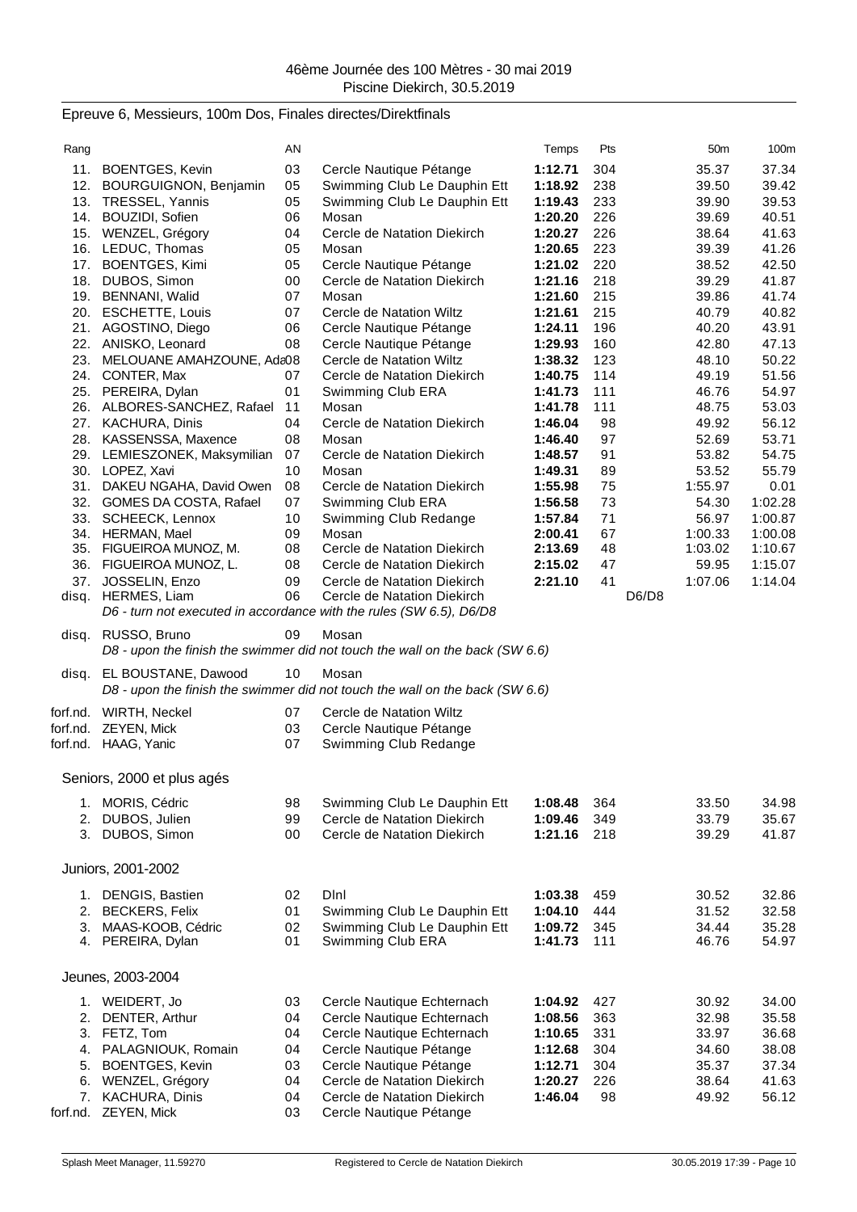46ème Journée des 100 Mètres - 30 mai 2019
Piscine Diekirch, 30.5.2019

## Epreuve 6, Messieurs, 100m Dos, Finales directes/Direktfinals

| Rang | | AN | | Temps | Pts | | 50m | 100m |
|---|---|---|---|---|---|---|---|---|
| 11. | BOENTGES, Kevin | 03 | Cercle Nautique Pétange | **1:12.71** | 304 | | 35.37 | 37.34 |
| 12. | BOURGUIGNON, Benjamin | 05 | Swimming Club Le Dauphin Ett | **1:18.92** | 238 | | 39.50 | 39.42 |
| 13. | TRESSEL, Yannis | 05 | Swimming Club Le Dauphin Ett | **1:19.43** | 233 | | 39.90 | 39.53 |
| 14. | BOUZIDI, Sofien | 06 | Mosan | **1:20.20** | 226 | | 39.69 | 40.51 |
| 15. | WENZEL, Grégory | 04 | Cercle de Natation Diekirch | **1:20.27** | 226 | | 38.64 | 41.63 |
| 16. | LEDUC, Thomas | 05 | Mosan | **1:20.65** | 223 | | 39.39 | 41.26 |
| 17. | BOENTGES, Kimi | 05 | Cercle Nautique Pétange | **1:21.02** | 220 | | 38.52 | 42.50 |
| 18. | DUBOS, Simon | 00 | Cercle de Natation Diekirch | **1:21.16** | 218 | | 39.29 | 41.87 |
| 19. | BENNANI, Walid | 07 | Mosan | **1:21.60** | 215 | | 39.86 | 41.74 |
| 20. | ESCHETTE, Louis | 07 | Cercle de Natation Wiltz | **1:21.61** | 215 | | 40.79 | 40.82 |
| 21. | AGOSTINO, Diego | 06 | Cercle Nautique Pétange | **1:24.11** | 196 | | 40.20 | 43.91 |
| 22. | ANISKO, Leonard | 08 | Cercle Nautique Pétange | **1:29.93** | 160 | | 42.80 | 47.13 |
| 23. | MELOUANE AMAHZOUNE, Ada | 08 | Cercle de Natation Wiltz | **1:38.32** | 123 | | 48.10 | 50.22 |
| 24. | CONTER, Max | 07 | Cercle de Natation Diekirch | **1:40.75** | 114 | | 49.19 | 51.56 |
| 25. | PEREIRA, Dylan | 01 | Swimming Club ERA | **1:41.73** | 111 | | 46.76 | 54.97 |
| 26. | ALBORES-SANCHEZ, Rafael | 11 | Mosan | **1:41.78** | 111 | | 48.75 | 53.03 |
| 27. | KACHURA, Dinis | 04 | Cercle de Natation Diekirch | **1:46.04** | 98 | | 49.92 | 56.12 |
| 28. | KASSENSSA, Maxence | 08 | Mosan | **1:46.40** | 97 | | 52.69 | 53.71 |
| 29. | LEMIESZONEK, Maksymilian | 07 | Cercle de Natation Diekirch | **1:48.57** | 91 | | 53.82 | 54.75 |
| 30. | LOPEZ, Xavi | 10 | Mosan | **1:49.31** | 89 | | 53.52 | 55.79 |
| 31. | DAKEU NGAHA, David Owen | 08 | Cercle de Natation Diekirch | **1:55.98** | 75 | | 1:55.97 | 0.01 |
| 32. | GOMES DA COSTA, Rafael | 07 | Swimming Club ERA | **1:56.58** | 73 | | 54.30 | 1:02.28 |
| 33. | SCHEECK, Lennox | 10 | Swimming Club Redange | **1:57.84** | 71 | | 56.97 | 1:00.87 |
| 34. | HERMAN, Mael | 09 | Mosan | **2:00.41** | 67 | | 1:00.33 | 1:00.08 |
| 35. | FIGUEIROA MUNOZ, M. | 08 | Cercle de Natation Diekirch | **2:13.69** | 48 | | 1:03.02 | 1:10.67 |
| 36. | FIGUEIROA MUNOZ, L. | 08 | Cercle de Natation Diekirch | **2:15.02** | 47 | | 59.95 | 1:15.07 |
| 37. | JOSSELIN, Enzo | 09 | Cercle de Natation Diekirch | **2:21.10** | 41 | | 1:07.06 | 1:14.04 |
| disq. | HERMES, Liam | 06 | Cercle de Natation Diekirch | | | D6/D8 | | |

*D6 - turn not executed in accordance with the rules (SW 6.5), D6/D8*

| Rang | | AN | | | | | | |
|---|---|---|---|---|---|---|---|---|
| disq. | RUSSO, Bruno | 09 | Mosan | | | | | |

*D8 - upon the finish the swimmer did not touch the wall on the back (SW 6.6)*

| Rang | | AN | | | | | | |
|---|---|---|---|---|---|---|---|---|
| disq. | EL BOUSTANE, Dawood | 10 | Mosan | | | | | |

*D8 - upon the finish the swimmer did not touch the wall on the back (SW 6.6)*

| Rang | | AN | | | | | | |
|---|---|---|---|---|---|---|---|---|
| forf.nd. | WIRTH, Neckel | 07 | Cercle de Natation Wiltz | | | | | |
| forf.nd. | ZEYEN, Mick | 03 | Cercle Nautique Pétange | | | | | |
| forf.nd. | HAAG, Yanic | 07 | Swimming Club Redange | | | | | |

### Seniors, 2000 et plus agés

| Rang | | AN | | Temps | Pts | | 50m | 100m |
|---|---|---|---|---|---|---|---|---|
| 1. | MORIS, Cédric | 98 | Swimming Club Le Dauphin Ett | **1:08.48** | 364 | | 33.50 | 34.98 |
| 2. | DUBOS, Julien | 99 | Cercle de Natation Diekirch | **1:09.46** | 349 | | 33.79 | 35.67 |
| 3. | DUBOS, Simon | 00 | Cercle de Natation Diekirch | **1:21.16** | 218 | | 39.29 | 41.87 |

### Juniors, 2001-2002

| Rang | | AN | | Temps | Pts | | 50m | 100m |
|---|---|---|---|---|---|---|---|---|
| 1. | DENGIS, Bastien | 02 | Dlnl | **1:03.38** | 459 | | 30.52 | 32.86 |
| 2. | BECKERS, Felix | 01 | Swimming Club Le Dauphin Ett | **1:04.10** | 444 | | 31.52 | 32.58 |
| 3. | MAAS-KOOB, Cédric | 02 | Swimming Club Le Dauphin Ett | **1:09.72** | 345 | | 34.44 | 35.28 |
| 4. | PEREIRA, Dylan | 01 | Swimming Club ERA | **1:41.73** | 111 | | 46.76 | 54.97 |

### Jeunes, 2003-2004

| Rang | | AN | | Temps | Pts | | 50m | 100m |
|---|---|---|---|---|---|---|---|---|
| 1. | WEIDERT, Jo | 03 | Cercle Nautique Echternach | **1:04.92** | 427 | | 30.92 | 34.00 |
| 2. | DENTER, Arthur | 04 | Cercle Nautique Echternach | **1:08.56** | 363 | | 32.98 | 35.58 |
| 3. | FETZ, Tom | 04 | Cercle Nautique Echternach | **1:10.65** | 331 | | 33.97 | 36.68 |
| 4. | PALAGNIOUK, Romain | 04 | Cercle Nautique Pétange | **1:12.68** | 304 | | 34.60 | 38.08 |
| 5. | BOENTGES, Kevin | 03 | Cercle Nautique Pétange | **1:12.71** | 304 | | 35.37 | 37.34 |
| 6. | WENZEL, Grégory | 04 | Cercle de Natation Diekirch | **1:20.27** | 226 | | 38.64 | 41.63 |
| 7. | KACHURA, Dinis | 04 | Cercle de Natation Diekirch | **1:46.04** | 98 | | 49.92 | 56.12 |
| forf.nd. | ZEYEN, Mick | 03 | Cercle Nautique Pétange | | | | | |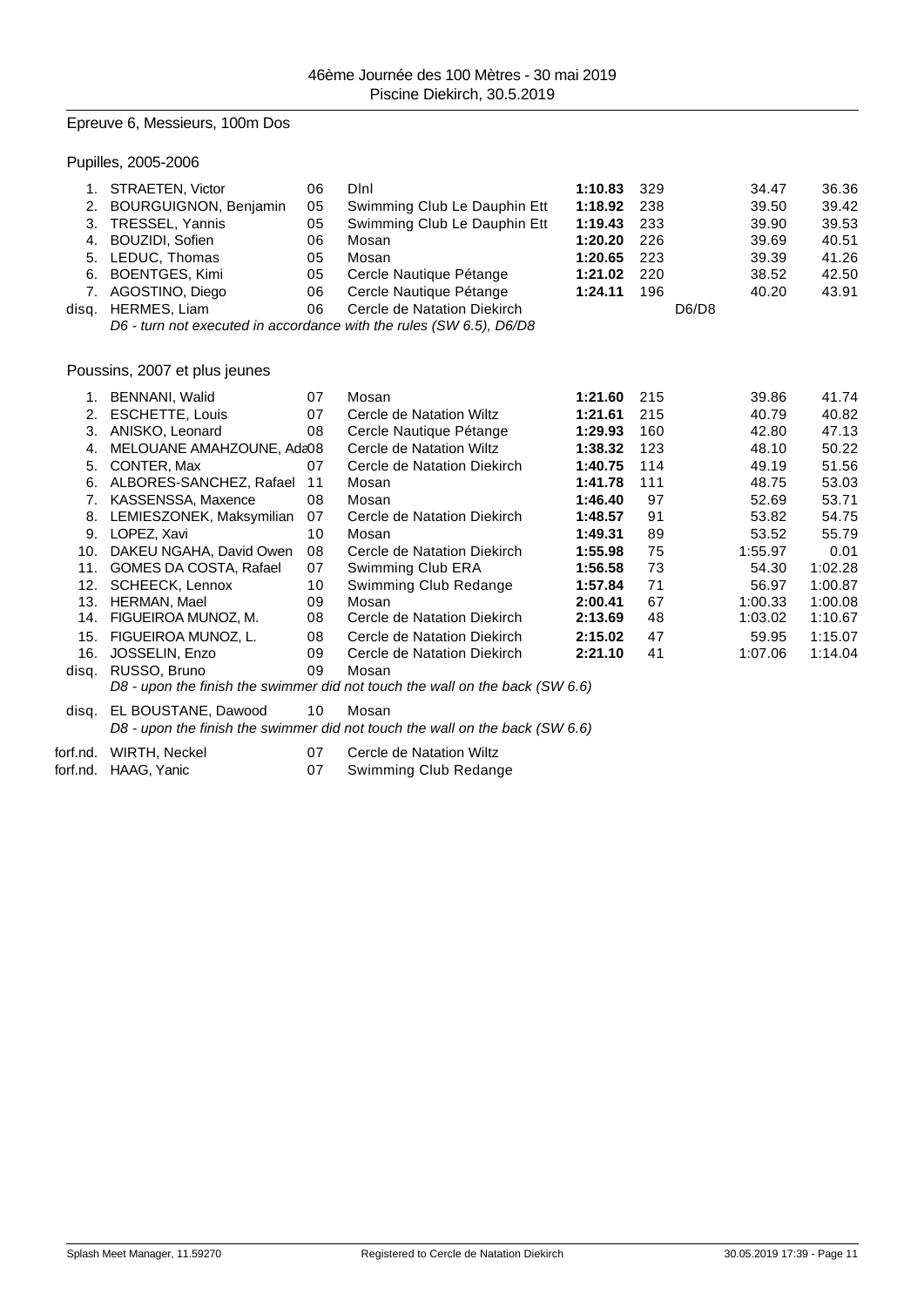46ème Journée des 100 Mètres - 30 mai 2019
Piscine Diekirch, 30.5.2019

## Epreuve 6, Messieurs, 100m Dos

### Pupilles, 2005-2006

| Rang | Nom | Année | Club | Temps | Points | | 50m | 100m |
|---|---|---|---|---|---|---|---|---|
| 1. | STRAETEN, Victor | 06 | Dlnl | **1:10.83** | 329 | | 34.47 | 36.36 |
| 2. | BOURGUIGNON, Benjamin | 05 | Swimming Club Le Dauphin Ett | **1:18.92** | 238 | | 39.50 | 39.42 |
| 3. | TRESSEL, Yannis | 05 | Swimming Club Le Dauphin Ett | **1:19.43** | 233 | | 39.90 | 39.53 |
| 4. | BOUZIDI, Sofien | 06 | Mosan | **1:20.20** | 226 | | 39.69 | 40.51 |
| 5. | LEDUC, Thomas | 05 | Mosan | **1:20.65** | 223 | | 39.39 | 41.26 |
| 6. | BOENTGES, Kimi | 05 | Cercle Nautique Pétange | **1:21.02** | 220 | | 38.52 | 42.50 |
| 7. | AGOSTINO, Diego | 06 | Cercle Nautique Pétange | **1:24.11** | 196 | | 40.20 | 43.91 |
| disq. | HERMES, Liam | 06 | Cercle de Natation Diekirch | | | D6/D8 | | |

*D6 - turn not executed in accordance with the rules (SW 6.5), D6/D8*

### Poussins, 2007 et plus jeunes

| Rang | Nom | Année | Club | Temps | Points | 50m | 100m |
|---|---|---|---|---|---|---|---|
| 1. | BENNANI, Walid | 07 | Mosan | **1:21.60** | 215 | 39.86 | 41.74 |
| 2. | ESCHETTE, Louis | 07 | Cercle de Natation Wiltz | **1:21.61** | 215 | 40.79 | 40.82 |
| 3. | ANISKO, Leonard | 08 | Cercle Nautique Pétange | **1:29.93** | 160 | 42.80 | 47.13 |
| 4. | MELOUANE AMAHZOUNE, Ada | 08 | Cercle de Natation Wiltz | **1:38.32** | 123 | 48.10 | 50.22 |
| 5. | CONTER, Max | 07 | Cercle de Natation Diekirch | **1:40.75** | 114 | 49.19 | 51.56 |
| 6. | ALBORES-SANCHEZ, Rafael | 11 | Mosan | **1:41.78** | 111 | 48.75 | 53.03 |
| 7. | KASSENSSA, Maxence | 08 | Mosan | **1:46.40** | 97 | 52.69 | 53.71 |
| 8. | LEMIESZONEK, Maksymilian | 07 | Cercle de Natation Diekirch | **1:48.57** | 91 | 53.82 | 54.75 |
| 9. | LOPEZ, Xavi | 10 | Mosan | **1:49.31** | 89 | 53.52 | 55.79 |
| 10. | DAKEU NGAHA, David Owen | 08 | Cercle de Natation Diekirch | **1:55.98** | 75 | 1:55.97 | 0.01 |
| 11. | GOMES DA COSTA, Rafael | 07 | Swimming Club ERA | **1:56.58** | 73 | 54.30 | 1:02.28 |
| 12. | SCHEECK, Lennox | 10 | Swimming Club Redange | **1:57.84** | 71 | 56.97 | 1:00.87 |
| 13. | HERMAN, Mael | 09 | Mosan | **2:00.41** | 67 | 1:00.33 | 1:00.08 |
| 14. | FIGUEIROA MUNOZ, M. | 08 | Cercle de Natation Diekirch | **2:13.69** | 48 | 1:03.02 | 1:10.67 |
| 15. | FIGUEIROA MUNOZ, L. | 08 | Cercle de Natation Diekirch | **2:15.02** | 47 | 59.95 | 1:15.07 |
| 16. | JOSSELIN, Enzo | 09 | Cercle de Natation Diekirch | **2:21.10** | 41 | 1:07.06 | 1:14.04 |
| disq. | RUSSO, Bruno | 09 | Mosan | | | | |

*D8 - upon the finish the swimmer did not touch the wall on the back (SW 6.6)*

| Rang | Nom | Année | Club |
|---|---|---|---|
| disq. | EL BOUSTANE, Dawood | 10 | Mosan |

*D8 - upon the finish the swimmer did not touch the wall on the back (SW 6.6)*

| Rang | Nom | Année | Club |
|---|---|---|---|
| forf.nd. | WIRTH, Neckel | 07 | Cercle de Natation Wiltz |
| forf.nd. | HAAG, Yanic | 07 | Swimming Club Redange |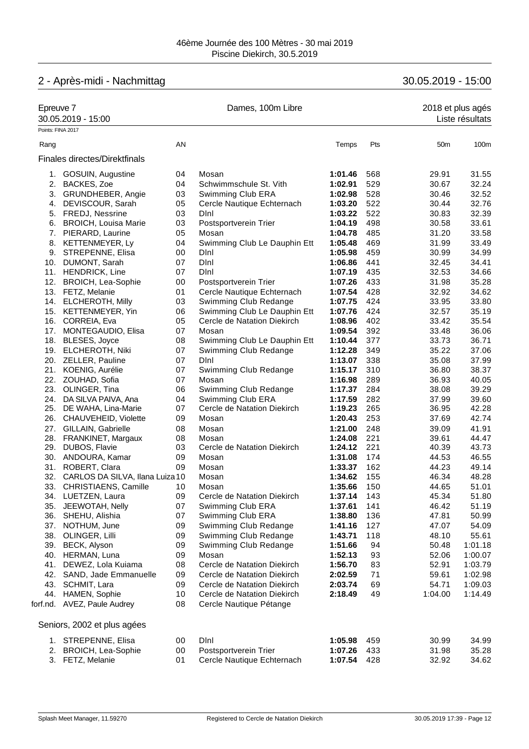46ème Journée des 100 Mètres - 30 mai 2019
Piscine Diekirch, 30.5.2019

## 2 - Après-midi - Nachmittag

30.05.2019 - 15:00

**Epreuve 7** — Dames, 100m Libre — 2018 et plus agés

30.05.2019 - 15:00 — Liste résultats

Points: FINA 2017

### Finales directes/Direktfinals

| Rang | | AN | | Temps | Pts | 50m | 100m |
|---|---|---|---|---|---|---|---|
| 1. | GOSUIN, Augustine | 04 | Mosan | **1:01.46** | 568 | 29.91 | 31.55 |
| 2. | BACKES, Zoe | 04 | Schwimmschule St. Vith | **1:02.91** | 529 | 30.67 | 32.24 |
| 3. | GRUNDHEBER, Angie | 03 | Swimming Club ERA | **1:02.98** | 528 | 30.46 | 32.52 |
| 4. | DEVISCOUR, Sarah | 05 | Cercle Nautique Echternach | **1:03.20** | 522 | 30.44 | 32.76 |
| 5. | FREDJ, Nessrine | 03 | Dlnl | **1:03.22** | 522 | 30.83 | 32.39 |
| 6. | BROICH, Louisa Marie | 03 | Postsportverein Trier | **1:04.19** | 498 | 30.58 | 33.61 |
| 7. | PIERARD, Laurine | 05 | Mosan | **1:04.78** | 485 | 31.20 | 33.58 |
| 8. | KETTENMEYER, Ly | 04 | Swimming Club Le Dauphin Ett | **1:05.48** | 469 | 31.99 | 33.49 |
| 9. | STREPENNE, Elisa | 00 | Dlnl | **1:05.98** | 459 | 30.99 | 34.99 |
| 10. | DUMONT, Sarah | 07 | Dlnl | **1:06.86** | 441 | 32.45 | 34.41 |
| 11. | HENDRICK, Line | 07 | Dlnl | **1:07.19** | 435 | 32.53 | 34.66 |
| 12. | BROICH, Lea-Sophie | 00 | Postsportverein Trier | **1:07.26** | 433 | 31.98 | 35.28 |
| 13. | FETZ, Melanie | 01 | Cercle Nautique Echternach | **1:07.54** | 428 | 32.92 | 34.62 |
| 14. | ELCHEROTH, Milly | 03 | Swimming Club Redange | **1:07.75** | 424 | 33.95 | 33.80 |
| 15. | KETTENMEYER, Yin | 06 | Swimming Club Le Dauphin Ett | **1:07.76** | 424 | 32.57 | 35.19 |
| 16. | CORREIA, Eva | 05 | Cercle de Natation Diekirch | **1:08.96** | 402 | 33.42 | 35.54 |
| 17. | MONTEGAUDIO, Elisa | 07 | Mosan | **1:09.54** | 392 | 33.48 | 36.06 |
| 18. | BLESES, Joyce | 08 | Swimming Club Le Dauphin Ett | **1:10.44** | 377 | 33.73 | 36.71 |
| 19. | ELCHEROTH, Niki | 07 | Swimming Club Redange | **1:12.28** | 349 | 35.22 | 37.06 |
| 20. | ZELLER, Pauline | 07 | Dlnl | **1:13.07** | 338 | 35.08 | 37.99 |
| 21. | KOENIG, Aurélie | 07 | Swimming Club Redange | **1:15.17** | 310 | 36.80 | 38.37 |
| 22. | ZOUHAD, Sofia | 07 | Mosan | **1:16.98** | 289 | 36.93 | 40.05 |
| 23. | OLINGER, Tina | 06 | Swimming Club Redange | **1:17.37** | 284 | 38.08 | 39.29 |
| 24. | DA SILVA PAIVA, Ana | 04 | Swimming Club ERA | **1:17.59** | 282 | 37.99 | 39.60 |
| 25. | DE WAHA, Lina-Marie | 07 | Cercle de Natation Diekirch | **1:19.23** | 265 | 36.95 | 42.28 |
| 26. | CHAUVEHEID, Violette | 09 | Mosan | **1:20.43** | 253 | 37.69 | 42.74 |
| 27. | GILLAIN, Gabrielle | 08 | Mosan | **1:21.00** | 248 | 39.09 | 41.91 |
| 28. | FRANKINET, Margaux | 08 | Mosan | **1:24.08** | 221 | 39.61 | 44.47 |
| 29. | DUBOS, Flavie | 03 | Cercle de Natation Diekirch | **1:24.12** | 221 | 40.39 | 43.73 |
| 30. | ANDOURA, Kamar | 09 | Mosan | **1:31.08** | 174 | 44.53 | 46.55 |
| 31. | ROBERT, Clara | 09 | Mosan | **1:33.37** | 162 | 44.23 | 49.14 |
| 32. | CARLOS DA SILVA, Ilana Luiza | 10 | Mosan | **1:34.62** | 155 | 46.34 | 48.28 |
| 33. | CHRISTIAENS, Camille | 10 | Mosan | **1:35.66** | 150 | 44.65 | 51.01 |
| 34. | LUETZEN, Laura | 09 | Cercle de Natation Diekirch | **1:37.14** | 143 | 45.34 | 51.80 |
| 35. | JEEWOTAH, Nelly | 07 | Swimming Club ERA | **1:37.61** | 141 | 46.42 | 51.19 |
| 36. | SHEHU, Alishia | 07 | Swimming Club ERA | **1:38.80** | 136 | 47.81 | 50.99 |
| 37. | NOTHUM, June | 09 | Swimming Club Redange | **1:41.16** | 127 | 47.07 | 54.09 |
| 38. | OLINGER, Lilli | 09 | Swimming Club Redange | **1:43.71** | 118 | 48.10 | 55.61 |
| 39. | BECK, Alyson | 09 | Swimming Club Redange | **1:51.66** | 94 | 50.48 | 1:01.18 |
| 40. | HERMAN, Luna | 09 | Mosan | **1:52.13** | 93 | 52.06 | 1:00.07 |
| 41. | DEWEZ, Lola Kuiama | 08 | Cercle de Natation Diekirch | **1:56.70** | 83 | 52.91 | 1:03.79 |
| 42. | SAND, Jade Emmanuelle | 09 | Cercle de Natation Diekirch | **2:02.59** | 71 | 59.61 | 1:02.98 |
| 43. | SCHMIT, Lara | 09 | Cercle de Natation Diekirch | **2:03.74** | 69 | 54.71 | 1:09.03 |
| 44. | HAMEN, Sophie | 10 | Cercle de Natation Diekirch | **2:18.49** | 49 | 1:04.00 | 1:14.49 |
| forf.nd. | AVEZ, Paule Audrey | 08 | Cercle Nautique Pétange | | | | |

### Seniors, 2002 et plus agées

| Rang | | AN | | Temps | Pts | 50m | 100m |
|---|---|---|---|---|---|---|---|
| 1. | STREPENNE, Elisa | 00 | Dlnl | **1:05.98** | 459 | 30.99 | 34.99 |
| 2. | BROICH, Lea-Sophie | 00 | Postsportverein Trier | **1:07.26** | 433 | 31.98 | 35.28 |
| 3. | FETZ, Melanie | 01 | Cercle Nautique Echternach | **1:07.54** | 428 | 32.92 | 34.62 |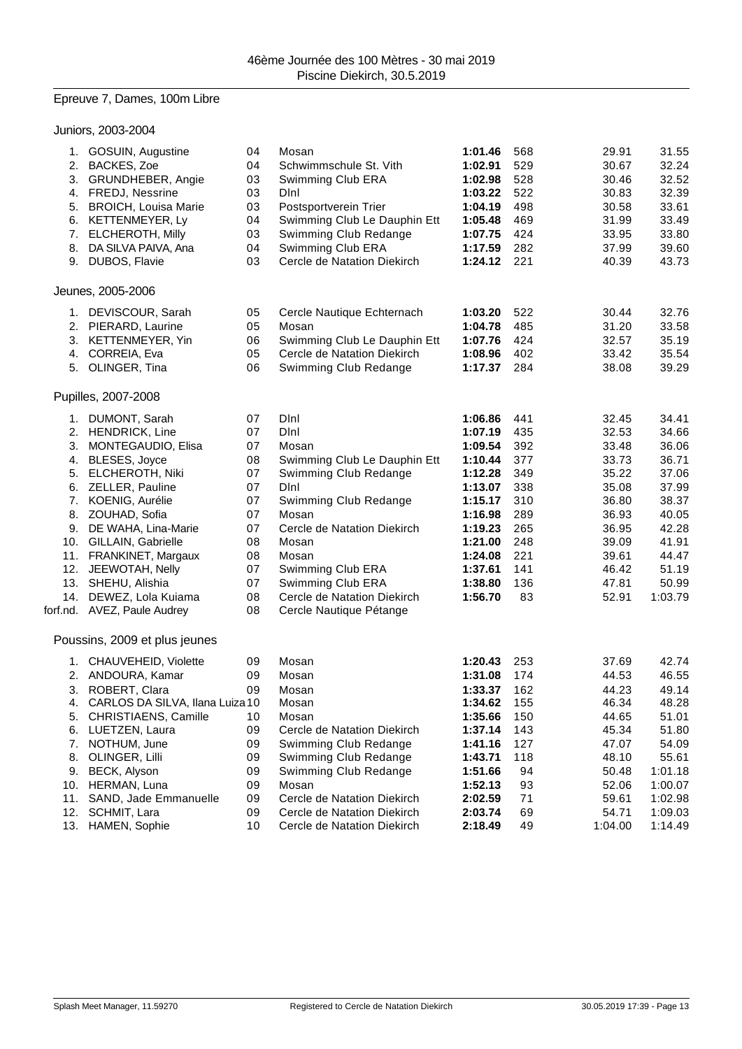46ème Journée des 100 Mètres - 30 mai 2019
Piscine Diekirch, 30.5.2019

## Epreuve 7, Dames, 100m Libre

### Juniors, 2003-2004

| Rang | Nom | Année | Club | Temps | Points | 50m | 100m |
|---|---|---|---|---|---|---|---|
| 1. | GOSUIN, Augustine | 04 | Mosan | **1:01.46** | 568 | 29.91 | 31.55 |
| 2. | BACKES, Zoe | 04 | Schwimmschule St. Vith | **1:02.91** | 529 | 30.67 | 32.24 |
| 3. | GRUNDHEBER, Angie | 03 | Swimming Club ERA | **1:02.98** | 528 | 30.46 | 32.52 |
| 4. | FREDJ, Nessrine | 03 | Dlnl | **1:03.22** | 522 | 30.83 | 32.39 |
| 5. | BROICH, Louisa Marie | 03 | Postsportverein Trier | **1:04.19** | 498 | 30.58 | 33.61 |
| 6. | KETTENMEYER, Ly | 04 | Swimming Club Le Dauphin Ett | **1:05.48** | 469 | 31.99 | 33.49 |
| 7. | ELCHEROTH, Milly | 03 | Swimming Club Redange | **1:07.75** | 424 | 33.95 | 33.80 |
| 8. | DA SILVA PAIVA, Ana | 04 | Swimming Club ERA | **1:17.59** | 282 | 37.99 | 39.60 |
| 9. | DUBOS, Flavie | 03 | Cercle de Natation Diekirch | **1:24.12** | 221 | 40.39 | 43.73 |

### Jeunes, 2005-2006

| Rang | Nom | Année | Club | Temps | Points | 50m | 100m |
|---|---|---|---|---|---|---|---|
| 1. | DEVISCOUR, Sarah | 05 | Cercle Nautique Echternach | **1:03.20** | 522 | 30.44 | 32.76 |
| 2. | PIERARD, Laurine | 05 | Mosan | **1:04.78** | 485 | 31.20 | 33.58 |
| 3. | KETTENMEYER, Yin | 06 | Swimming Club Le Dauphin Ett | **1:07.76** | 424 | 32.57 | 35.19 |
| 4. | CORREIA, Eva | 05 | Cercle de Natation Diekirch | **1:08.96** | 402 | 33.42 | 35.54 |
| 5. | OLINGER, Tina | 06 | Swimming Club Redange | **1:17.37** | 284 | 38.08 | 39.29 |

### Pupilles, 2007-2008

| Rang | Nom | Année | Club | Temps | Points | 50m | 100m |
|---|---|---|---|---|---|---|---|
| 1. | DUMONT, Sarah | 07 | Dlnl | **1:06.86** | 441 | 32.45 | 34.41 |
| 2. | HENDRICK, Line | 07 | Dlnl | **1:07.19** | 435 | 32.53 | 34.66 |
| 3. | MONTEGAUDIO, Elisa | 07 | Mosan | **1:09.54** | 392 | 33.48 | 36.06 |
| 4. | BLESES, Joyce | 08 | Swimming Club Le Dauphin Ett | **1:10.44** | 377 | 33.73 | 36.71 |
| 5. | ELCHEROTH, Niki | 07 | Swimming Club Redange | **1:12.28** | 349 | 35.22 | 37.06 |
| 6. | ZELLER, Pauline | 07 | Dlnl | **1:13.07** | 338 | 35.08 | 37.99 |
| 7. | KOENIG, Aurélie | 07 | Swimming Club Redange | **1:15.17** | 310 | 36.80 | 38.37 |
| 8. | ZOUHAD, Sofia | 07 | Mosan | **1:16.98** | 289 | 36.93 | 40.05 |
| 9. | DE WAHA, Lina-Marie | 07 | Cercle de Natation Diekirch | **1:19.23** | 265 | 36.95 | 42.28 |
| 10. | GILLAIN, Gabrielle | 08 | Mosan | **1:21.00** | 248 | 39.09 | 41.91 |
| 11. | FRANKINET, Margaux | 08 | Mosan | **1:24.08** | 221 | 39.61 | 44.47 |
| 12. | JEEWOTAH, Nelly | 07 | Swimming Club ERA | **1:37.61** | 141 | 46.42 | 51.19 |
| 13. | SHEHU, Alishia | 07 | Swimming Club ERA | **1:38.80** | 136 | 47.81 | 50.99 |
| 14. | DEWEZ, Lola Kuiama | 08 | Cercle de Natation Diekirch | **1:56.70** | 83 | 52.91 | 1:03.79 |
| forf.nd. | AVEZ, Paule Audrey | 08 | Cercle Nautique Pétange | | | | |

### Poussins, 2009 et plus jeunes

| Rang | Nom | Année | Club | Temps | Points | 50m | 100m |
|---|---|---|---|---|---|---|---|
| 1. | CHAUVEHEID, Violette | 09 | Mosan | **1:20.43** | 253 | 37.69 | 42.74 |
| 2. | ANDOURA, Kamar | 09 | Mosan | **1:31.08** | 174 | 44.53 | 46.55 |
| 3. | ROBERT, Clara | 09 | Mosan | **1:33.37** | 162 | 44.23 | 49.14 |
| 4. | CARLOS DA SILVA, Ilana Luiza | 10 | Mosan | **1:34.62** | 155 | 46.34 | 48.28 |
| 5. | CHRISTIAENS, Camille | 10 | Mosan | **1:35.66** | 150 | 44.65 | 51.01 |
| 6. | LUETZEN, Laura | 09 | Cercle de Natation Diekirch | **1:37.14** | 143 | 45.34 | 51.80 |
| 7. | NOTHUM, June | 09 | Swimming Club Redange | **1:41.16** | 127 | 47.07 | 54.09 |
| 8. | OLINGER, Lilli | 09 | Swimming Club Redange | **1:43.71** | 118 | 48.10 | 55.61 |
| 9. | BECK, Alyson | 09 | Swimming Club Redange | **1:51.66** | 94 | 50.48 | 1:01.18 |
| 10. | HERMAN, Luna | 09 | Mosan | **1:52.13** | 93 | 52.06 | 1:00.07 |
| 11. | SAND, Jade Emmanuelle | 09 | Cercle de Natation Diekirch | **2:02.59** | 71 | 59.61 | 1:02.98 |
| 12. | SCHMIT, Lara | 09 | Cercle de Natation Diekirch | **2:03.74** | 69 | 54.71 | 1:09.03 |
| 13. | HAMEN, Sophie | 10 | Cercle de Natation Diekirch | **2:18.49** | 49 | 1:04.00 | 1:14.49 |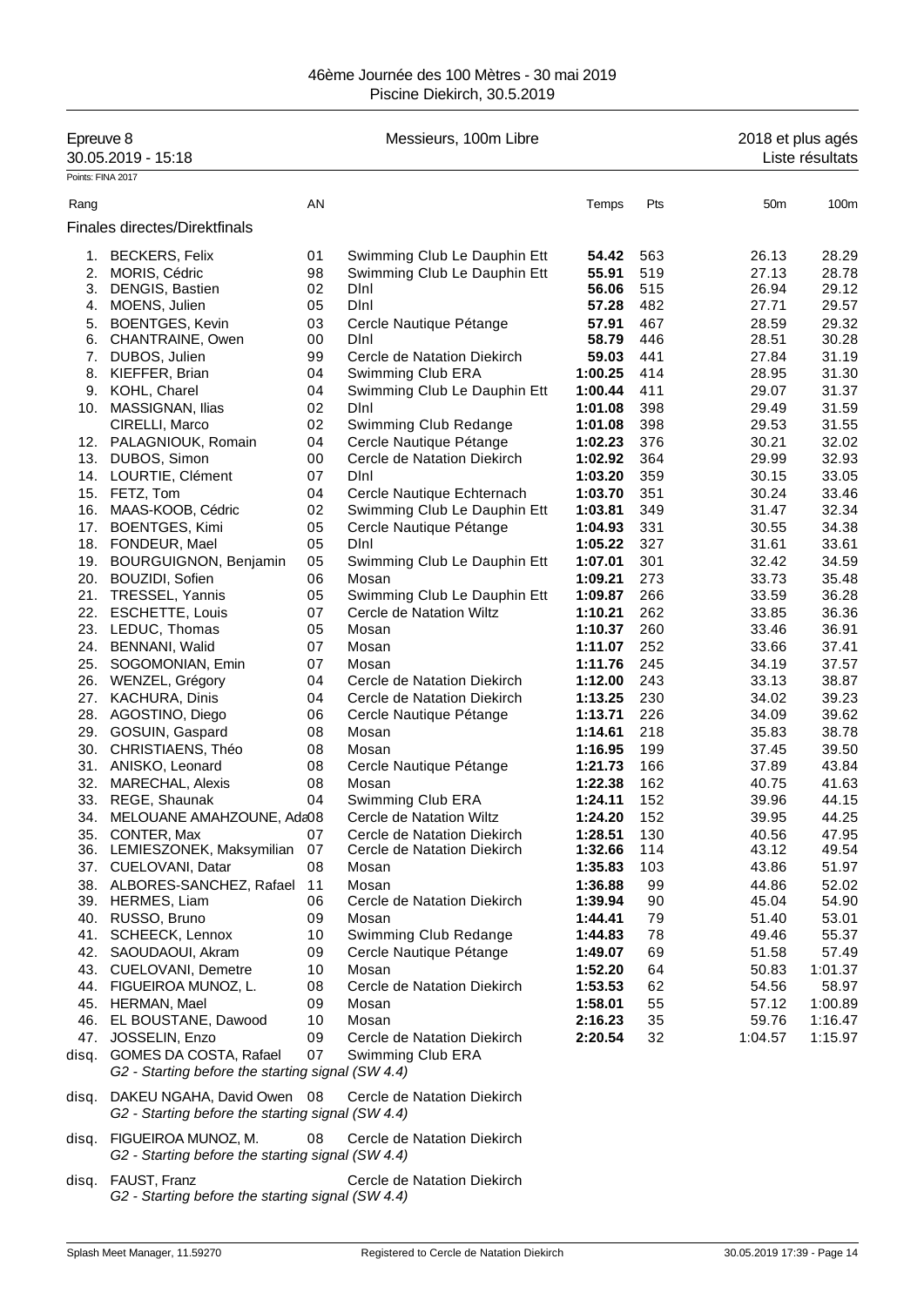46ème Journée des 100 Mètres - 30 mai 2019
Piscine Diekirch, 30.5.2019

Epreuve 8 — Messieurs, 100m Libre — 2018 et plus agés
30.05.2019 - 15:18 — Liste résultats

Points: FINA 2017

**Finales directes/Direktfinals**

| Rang | | AN | | Temps | Pts | 50m | 100m |
|---|---|---|---|---|---|---|---|
| 1. | BECKERS, Felix | 01 | Swimming Club Le Dauphin Ett | **54.42** | 563 | 26.13 | 28.29 |
| 2. | MORIS, Cédric | 98 | Swimming Club Le Dauphin Ett | **55.91** | 519 | 27.13 | 28.78 |
| 3. | DENGIS, Bastien | 02 | Dlnl | **56.06** | 515 | 26.94 | 29.12 |
| 4. | MOENS, Julien | 05 | Dlnl | **57.28** | 482 | 27.71 | 29.57 |
| 5. | BOENTGES, Kevin | 03 | Cercle Nautique Pétange | **57.91** | 467 | 28.59 | 29.32 |
| 6. | CHANTRAINE, Owen | 00 | Dlnl | **58.79** | 446 | 28.51 | 30.28 |
| 7. | DUBOS, Julien | 99 | Cercle de Natation Diekirch | **59.03** | 441 | 27.84 | 31.19 |
| 8. | KIEFFER, Brian | 04 | Swimming Club ERA | **1:00.25** | 414 | 28.95 | 31.30 |
| 9. | KOHL, Charel | 04 | Swimming Club Le Dauphin Ett | **1:00.44** | 411 | 29.07 | 31.37 |
| 10. | MASSIGNAN, Ilias | 02 | Dlnl | **1:01.08** | 398 | 29.49 | 31.59 |
| | CIRELLI, Marco | 02 | Swimming Club Redange | **1:01.08** | 398 | 29.53 | 31.55 |
| 12. | PALAGNIOUK, Romain | 04 | Cercle Nautique Pétange | **1:02.23** | 376 | 30.21 | 32.02 |
| 13. | DUBOS, Simon | 00 | Cercle de Natation Diekirch | **1:02.92** | 364 | 29.99 | 32.93 |
| 14. | LOURTIE, Clément | 07 | Dlnl | **1:03.20** | 359 | 30.15 | 33.05 |
| 15. | FETZ, Tom | 04 | Cercle Nautique Echternach | **1:03.70** | 351 | 30.24 | 33.46 |
| 16. | MAAS-KOOB, Cédric | 02 | Swimming Club Le Dauphin Ett | **1:03.81** | 349 | 31.47 | 32.34 |
| 17. | BOENTGES, Kimi | 05 | Cercle Nautique Pétange | **1:04.93** | 331 | 30.55 | 34.38 |
| 18. | FONDEUR, Mael | 05 | Dlnl | **1:05.22** | 327 | 31.61 | 33.61 |
| 19. | BOURGUIGNON, Benjamin | 05 | Swimming Club Le Dauphin Ett | **1:07.01** | 301 | 32.42 | 34.59 |
| 20. | BOUZIDI, Sofien | 06 | Mosan | **1:09.21** | 273 | 33.73 | 35.48 |
| 21. | TRESSEL, Yannis | 05 | Swimming Club Le Dauphin Ett | **1:09.87** | 266 | 33.59 | 36.28 |
| 22. | ESCHETTE, Louis | 07 | Cercle de Natation Wiltz | **1:10.21** | 262 | 33.85 | 36.36 |
| 23. | LEDUC, Thomas | 05 | Mosan | **1:10.37** | 260 | 33.46 | 36.91 |
| 24. | BENNANI, Walid | 07 | Mosan | **1:11.07** | 252 | 33.66 | 37.41 |
| 25. | SOGOMONIAN, Emin | 07 | Mosan | **1:11.76** | 245 | 34.19 | 37.57 |
| 26. | WENZEL, Grégory | 04 | Cercle de Natation Diekirch | **1:12.00** | 243 | 33.13 | 38.87 |
| 27. | KACHURA, Dinis | 04 | Cercle de Natation Diekirch | **1:13.25** | 230 | 34.02 | 39.23 |
| 28. | AGOSTINO, Diego | 06 | Cercle Nautique Pétange | **1:13.71** | 226 | 34.09 | 39.62 |
| 29. | GOSUIN, Gaspard | 08 | Mosan | **1:14.61** | 218 | 35.83 | 38.78 |
| 30. | CHRISTIAENS, Théo | 08 | Mosan | **1:16.95** | 199 | 37.45 | 39.50 |
| 31. | ANISKO, Leonard | 08 | Cercle Nautique Pétange | **1:21.73** | 166 | 37.89 | 43.84 |
| 32. | MARECHAL, Alexis | 08 | Mosan | **1:22.38** | 162 | 40.75 | 41.63 |
| 33. | REGE, Shaunak | 04 | Swimming Club ERA | **1:24.11** | 152 | 39.96 | 44.15 |
| 34. | MELOUANE AMAHZOUNE, Ada | 08 | Cercle de Natation Wiltz | **1:24.20** | 152 | 39.95 | 44.25 |
| 35. | CONTER, Max | 07 | Cercle de Natation Diekirch | **1:28.51** | 130 | 40.56 | 47.95 |
| 36. | LEMIESZONEK, Maksymilian | 07 | Cercle de Natation Diekirch | **1:32.66** | 114 | 43.12 | 49.54 |
| 37. | CUELOVANI, Datar | 08 | Mosan | **1:35.83** | 103 | 43.86 | 51.97 |
| 38. | ALBORES-SANCHEZ, Rafael | 11 | Mosan | **1:36.88** | 99 | 44.86 | 52.02 |
| 39. | HERMES, Liam | 06 | Cercle de Natation Diekirch | **1:39.94** | 90 | 45.04 | 54.90 |
| 40. | RUSSO, Bruno | 09 | Mosan | **1:44.41** | 79 | 51.40 | 53.01 |
| 41. | SCHEECK, Lennox | 10 | Swimming Club Redange | **1:44.83** | 78 | 49.46 | 55.37 |
| 42. | SAOUDAOUI, Akram | 09 | Cercle Nautique Pétange | **1:49.07** | 69 | 51.58 | 57.49 |
| 43. | CUELOVANI, Demetre | 10 | Mosan | **1:52.20** | 64 | 50.83 | 1:01.37 |
| 44. | FIGUEIROA MUNOZ, L. | 08 | Cercle de Natation Diekirch | **1:53.53** | 62 | 54.56 | 58.97 |
| 45. | HERMAN, Mael | 09 | Mosan | **1:58.01** | 55 | 57.12 | 1:00.89 |
| 46. | EL BOUSTANE, Dawood | 10 | Mosan | **2:16.23** | 35 | 59.76 | 1:16.47 |
| 47. | JOSSELIN, Enzo | 09 | Cercle de Natation Diekirch | **2:20.54** | 32 | 1:04.57 | 1:15.97 |
| disq. | GOMES DA COSTA, Rafael | 07 | Swimming Club ERA | | | | |
| | *G2 - Starting before the starting signal (SW 4.4)* | | | | | | |
| disq. | DAKEU NGAHA, David Owen | 08 | Cercle de Natation Diekirch | | | | |
| | *G2 - Starting before the starting signal (SW 4.4)* | | | | | | |
| disq. | FIGUEIROA MUNOZ, M. | 08 | Cercle de Natation Diekirch | | | | |
| | *G2 - Starting before the starting signal (SW 4.4)* | | | | | | |
| disq. | FAUST, Franz | | Cercle de Natation Diekirch | | | | |
| | *G2 - Starting before the starting signal (SW 4.4)* | | | | | | |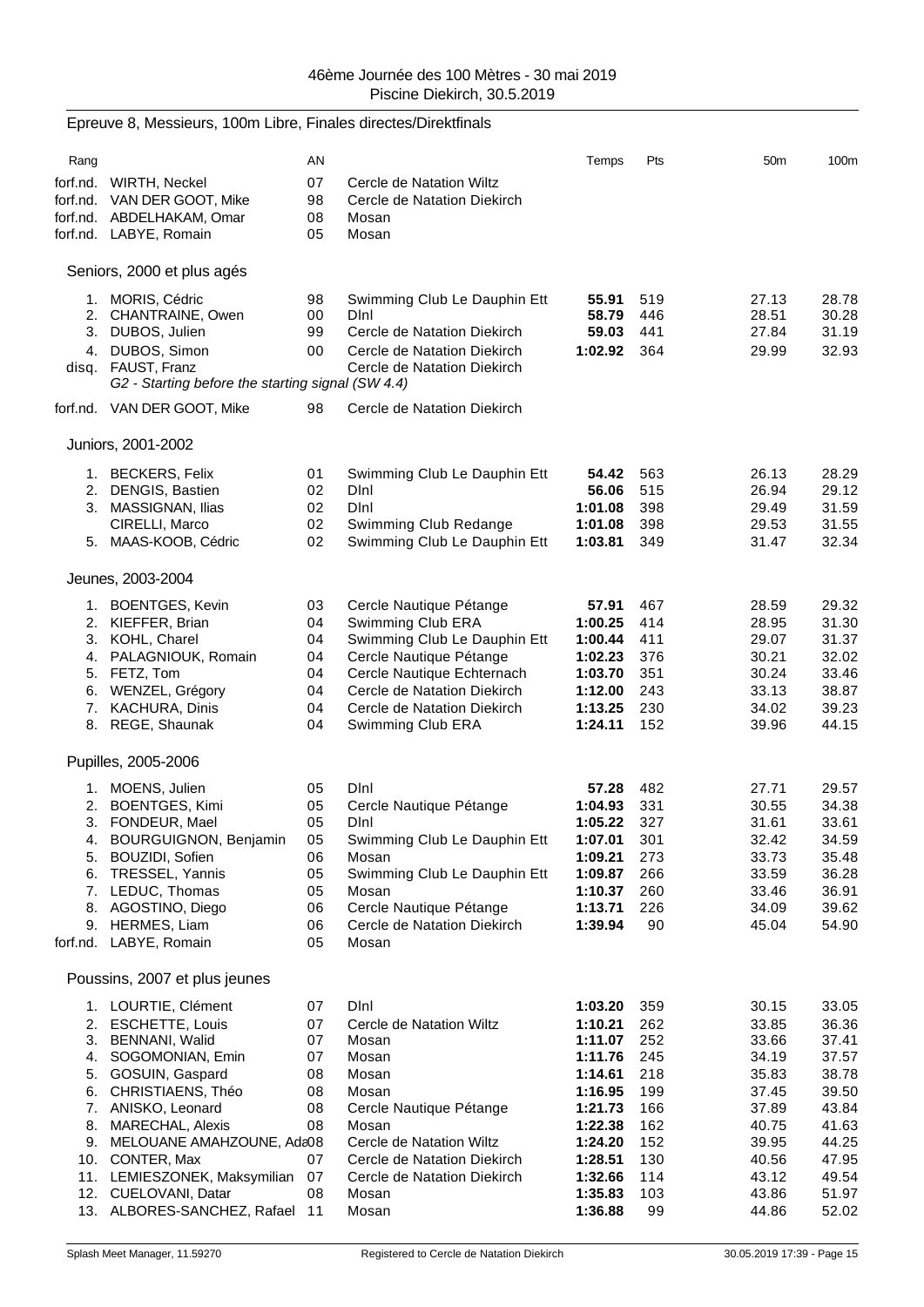46ème Journée des 100 Mètres - 30 mai 2019
Piscine Diekirch, 30.5.2019

## Epreuve 8, Messieurs, 100m Libre, Finales directes/Direktfinals

| Rang | | AN | | Temps | Pts | 50m | 100m |
|---|---|---|---|---|---|---|---|
| forf.nd. | WIRTH, Neckel | 07 | Cercle de Natation Wiltz | | | | |
| forf.nd. | VAN DER GOOT, Mike | 98 | Cercle de Natation Diekirch | | | | |
| forf.nd. | ABDELHAKAM, Omar | 08 | Mosan | | | | |
| forf.nd. | LABYE, Romain | 05 | Mosan | | | | |

### Seniors, 2000 et plus agés

| Rang | | AN | | Temps | Pts | 50m | 100m |
|---|---|---|---|---|---|---|---|
| 1. | MORIS, Cédric | 98 | Swimming Club Le Dauphin Ett | **55.91** | 519 | 27.13 | 28.78 |
| 2. | CHANTRAINE, Owen | 00 | DInl | **58.79** | 446 | 28.51 | 30.28 |
| 3. | DUBOS, Julien | 99 | Cercle de Natation Diekirch | **59.03** | 441 | 27.84 | 31.19 |
| 4. | DUBOS, Simon | 00 | Cercle de Natation Diekirch | **1:02.92** | 364 | 29.99 | 32.93 |
| disq. | FAUST, Franz | | Cercle de Natation Diekirch | | | | |
| | *G2 - Starting before the starting signal (SW 4.4)* | | | | | | |
| forf.nd. | VAN DER GOOT, Mike | 98 | Cercle de Natation Diekirch | | | | |

### Juniors, 2001-2002

| Rang | | AN | | Temps | Pts | 50m | 100m |
|---|---|---|---|---|---|---|---|
| 1. | BECKERS, Felix | 01 | Swimming Club Le Dauphin Ett | **54.42** | 563 | 26.13 | 28.29 |
| 2. | DENGIS, Bastien | 02 | DInl | **56.06** | 515 | 26.94 | 29.12 |
| 3. | MASSIGNAN, Ilias | 02 | DInl | **1:01.08** | 398 | 29.49 | 31.59 |
| | CIRELLI, Marco | 02 | Swimming Club Redange | **1:01.08** | 398 | 29.53 | 31.55 |
| 5. | MAAS-KOOB, Cédric | 02 | Swimming Club Le Dauphin Ett | **1:03.81** | 349 | 31.47 | 32.34 |

### Jeunes, 2003-2004

| Rang | | AN | | Temps | Pts | 50m | 100m |
|---|---|---|---|---|---|---|---|
| 1. | BOENTGES, Kevin | 03 | Cercle Nautique Pétange | **57.91** | 467 | 28.59 | 29.32 |
| 2. | KIEFFER, Brian | 04 | Swimming Club ERA | **1:00.25** | 414 | 28.95 | 31.30 |
| 3. | KOHL, Charel | 04 | Swimming Club Le Dauphin Ett | **1:00.44** | 411 | 29.07 | 31.37 |
| 4. | PALAGNIOUK, Romain | 04 | Cercle Nautique Pétange | **1:02.23** | 376 | 30.21 | 32.02 |
| 5. | FETZ, Tom | 04 | Cercle Nautique Echternach | **1:03.70** | 351 | 30.24 | 33.46 |
| 6. | WENZEL, Grégory | 04 | Cercle de Natation Diekirch | **1:12.00** | 243 | 33.13 | 38.87 |
| 7. | KACHURA, Dinis | 04 | Cercle de Natation Diekirch | **1:13.25** | 230 | 34.02 | 39.23 |
| 8. | REGE, Shaunak | 04 | Swimming Club ERA | **1:24.11** | 152 | 39.96 | 44.15 |

### Pupilles, 2005-2006

| Rang | | AN | | Temps | Pts | 50m | 100m |
|---|---|---|---|---|---|---|---|
| 1. | MOENS, Julien | 05 | DInl | **57.28** | 482 | 27.71 | 29.57 |
| 2. | BOENTGES, Kimi | 05 | Cercle Nautique Pétange | **1:04.93** | 331 | 30.55 | 34.38 |
| 3. | FONDEUR, Mael | 05 | DInl | **1:05.22** | 327 | 31.61 | 33.61 |
| 4. | BOURGUIGNON, Benjamin | 05 | Swimming Club Le Dauphin Ett | **1:07.01** | 301 | 32.42 | 34.59 |
| 5. | BOUZIDI, Sofien | 06 | Mosan | **1:09.21** | 273 | 33.73 | 35.48 |
| 6. | TRESSEL, Yannis | 05 | Swimming Club Le Dauphin Ett | **1:09.87** | 266 | 33.59 | 36.28 |
| 7. | LEDUC, Thomas | 05 | Mosan | **1:10.37** | 260 | 33.46 | 36.91 |
| 8. | AGOSTINO, Diego | 06 | Cercle Nautique Pétange | **1:13.71** | 226 | 34.09 | 39.62 |
| 9. | HERMES, Liam | 06 | Cercle de Natation Diekirch | **1:39.94** | 90 | 45.04 | 54.90 |
| forf.nd. | LABYE, Romain | 05 | Mosan | | | | |

### Poussins, 2007 et plus jeunes

| Rang | | AN | | Temps | Pts | 50m | 100m |
|---|---|---|---|---|---|---|---|
| 1. | LOURTIE, Clément | 07 | DInl | **1:03.20** | 359 | 30.15 | 33.05 |
| 2. | ESCHETTE, Louis | 07 | Cercle de Natation Wiltz | **1:10.21** | 262 | 33.85 | 36.36 |
| 3. | BENNANI, Walid | 07 | Mosan | **1:11.07** | 252 | 33.66 | 37.41 |
| 4. | SOGOMONIAN, Emin | 07 | Mosan | **1:11.76** | 245 | 34.19 | 37.57 |
| 5. | GOSUIN, Gaspard | 08 | Mosan | **1:14.61** | 218 | 35.83 | 38.78 |
| 6. | CHRISTIAENS, Théo | 08 | Mosan | **1:16.95** | 199 | 37.45 | 39.50 |
| 7. | ANISKO, Leonard | 08 | Cercle Nautique Pétange | **1:21.73** | 166 | 37.89 | 43.84 |
| 8. | MARECHAL, Alexis | 08 | Mosan | **1:22.38** | 162 | 40.75 | 41.63 |
| 9. | MELOUANE AMAHZOUNE, Ada | 08 | Cercle de Natation Wiltz | **1:24.20** | 152 | 39.95 | 44.25 |
| 10. | CONTER, Max | 07 | Cercle de Natation Diekirch | **1:28.51** | 130 | 40.56 | 47.95 |
| 11. | LEMIESZONEK, Maksymilian | 07 | Cercle de Natation Diekirch | **1:32.66** | 114 | 43.12 | 49.54 |
| 12. | CUELOVANI, Datar | 08 | Mosan | **1:35.83** | 103 | 43.86 | 51.97 |
| 13. | ALBORES-SANCHEZ, Rafael | 11 | Mosan | **1:36.88** | 99 | 44.86 | 52.02 |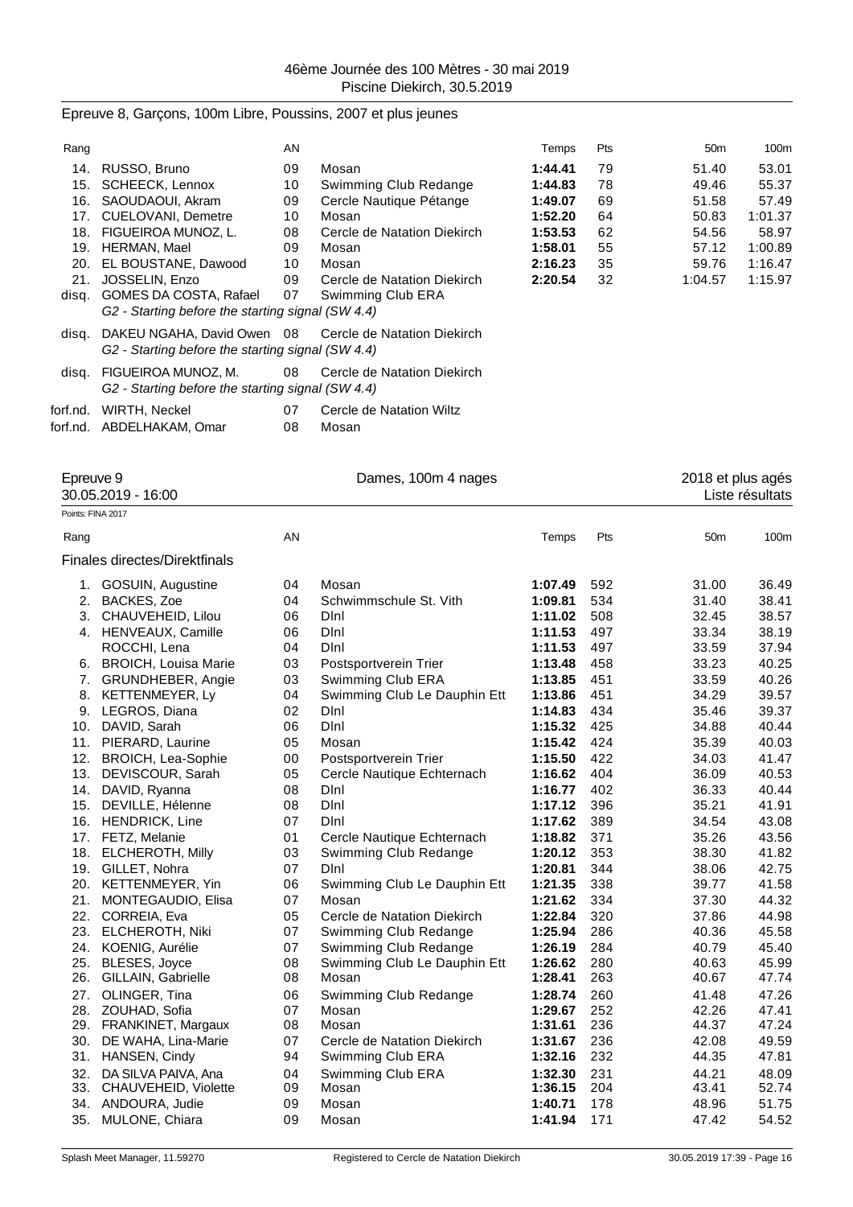46ème Journée des 100 Mètres - 30 mai 2019
Piscine Diekirch, 30.5.2019

## Epreuve 8, Garçons, 100m Libre, Poussins, 2007 et plus jeunes

| Rang | | AN | | Temps | Pts | 50m | 100m |
|---|---|---|---|---|---|---|---|
| 14. | RUSSO, Bruno | 09 | Mosan | **1:44.41** | 79 | 51.40 | 53.01 |
| 15. | SCHEECK, Lennox | 10 | Swimming Club Redange | **1:44.83** | 78 | 49.46 | 55.37 |
| 16. | SAOUDAOUI, Akram | 09 | Cercle Nautique Pétange | **1:49.07** | 69 | 51.58 | 57.49 |
| 17. | CUELOVANI, Demetre | 10 | Mosan | **1:52.20** | 64 | 50.83 | 1:01.37 |
| 18. | FIGUEIROA MUNOZ, L. | 08 | Cercle de Natation Diekirch | **1:53.53** | 62 | 54.56 | 58.97 |
| 19. | HERMAN, Mael | 09 | Mosan | **1:58.01** | 55 | 57.12 | 1:00.89 |
| 20. | EL BOUSTANE, Dawood | 10 | Mosan | **2:16.23** | 35 | 59.76 | 1:16.47 |
| 21. | JOSSELIN, Enzo | 09 | Cercle de Natation Diekirch | **2:20.54** | 32 | 1:04.57 | 1:15.97 |
| disq. | GOMES DA COSTA, Rafael<br>*G2 - Starting before the starting signal (SW 4.4)* | 07 | Swimming Club ERA | | | | |
| disq. | DAKEU NGAHA, David Owen<br>*G2 - Starting before the starting signal (SW 4.4)* | 08 | Cercle de Natation Diekirch | | | | |
| disq. | FIGUEIROA MUNOZ, M.<br>*G2 - Starting before the starting signal (SW 4.4)* | 08 | Cercle de Natation Diekirch | | | | |
| forf.nd. | WIRTH, Neckel | 07 | Cercle de Natation Wiltz | | | | |
| forf.nd. | ABDELHAKAM, Omar | 08 | Mosan | | | | |

## Epreuve 9 — Dames, 100m 4 nages — 2018 et plus agés

30.05.2019 - 16:00 — Liste résultats

Points: FINA 2017

### Finales directes/Direktfinals

| Rang | | AN | | Temps | Pts | 50m | 100m |
|---|---|---|---|---|---|---|---|
| 1. | GOSUIN, Augustine | 04 | Mosan | **1:07.49** | 592 | 31.00 | 36.49 |
| 2. | BACKES, Zoe | 04 | Schwimmschule St. Vith | **1:09.81** | 534 | 31.40 | 38.41 |
| 3. | CHAUVEHEID, Lilou | 06 | DInl | **1:11.02** | 508 | 32.45 | 38.57 |
| 4. | HENVEAUX, Camille | 06 | DInl | **1:11.53** | 497 | 33.34 | 38.19 |
| | ROCCHI, Lena | 04 | DInl | **1:11.53** | 497 | 33.59 | 37.94 |
| 6. | BROICH, Louisa Marie | 03 | Postsportverein Trier | **1:13.48** | 458 | 33.23 | 40.25 |
| 7. | GRUNDHEBER, Angie | 03 | Swimming Club ERA | **1:13.85** | 451 | 33.59 | 40.26 |
| 8. | KETTENMEYER, Ly | 04 | Swimming Club Le Dauphin Ett | **1:13.86** | 451 | 34.29 | 39.57 |
| 9. | LEGROS, Diana | 02 | DInl | **1:14.83** | 434 | 35.46 | 39.37 |
| 10. | DAVID, Sarah | 06 | DInl | **1:15.32** | 425 | 34.88 | 40.44 |
| 11. | PIERARD, Laurine | 05 | Mosan | **1:15.42** | 424 | 35.39 | 40.03 |
| 12. | BROICH, Lea-Sophie | 00 | Postsportverein Trier | **1:15.50** | 422 | 34.03 | 41.47 |
| 13. | DEVISCOUR, Sarah | 05 | Cercle Nautique Echternach | **1:16.62** | 404 | 36.09 | 40.53 |
| 14. | DAVID, Ryanna | 08 | DInl | **1:16.77** | 402 | 36.33 | 40.44 |
| 15. | DEVILLE, Hélenne | 08 | DInl | **1:17.12** | 396 | 35.21 | 41.91 |
| 16. | HENDRICK, Line | 07 | DInl | **1:17.62** | 389 | 34.54 | 43.08 |
| 17. | FETZ, Melanie | 01 | Cercle Nautique Echternach | **1:18.82** | 371 | 35.26 | 43.56 |
| 18. | ELCHEROTH, Milly | 03 | Swimming Club Redange | **1:20.12** | 353 | 38.30 | 41.82 |
| 19. | GILLET, Nohra | 07 | DInl | **1:20.81** | 344 | 38.06 | 42.75 |
| 20. | KETTENMEYER, Yin | 06 | Swimming Club Le Dauphin Ett | **1:21.35** | 338 | 39.77 | 41.58 |
| 21. | MONTEGAUDIO, Elisa | 07 | Mosan | **1:21.62** | 334 | 37.30 | 44.32 |
| 22. | CORREIA, Eva | 05 | Cercle de Natation Diekirch | **1:22.84** | 320 | 37.86 | 44.98 |
| 23. | ELCHEROTH, Niki | 07 | Swimming Club Redange | **1:25.94** | 286 | 40.36 | 45.58 |
| 24. | KOENIG, Aurélie | 07 | Swimming Club Redange | **1:26.19** | 284 | 40.79 | 45.40 |
| 25. | BLESES, Joyce | 08 | Swimming Club Le Dauphin Ett | **1:26.62** | 280 | 40.63 | 45.99 |
| 26. | GILLAIN, Gabrielle | 08 | Mosan | **1:28.41** | 263 | 40.67 | 47.74 |
| 27. | OLINGER, Tina | 06 | Swimming Club Redange | **1:28.74** | 260 | 41.48 | 47.26 |
| 28. | ZOUHAD, Sofia | 07 | Mosan | **1:29.67** | 252 | 42.26 | 47.41 |
| 29. | FRANKINET, Margaux | 08 | Mosan | **1:31.61** | 236 | 44.37 | 47.24 |
| 30. | DE WAHA, Lina-Marie | 07 | Cercle de Natation Diekirch | **1:31.67** | 236 | 42.08 | 49.59 |
| 31. | HANSEN, Cindy | 94 | Swimming Club ERA | **1:32.16** | 232 | 44.35 | 47.81 |
| 32. | DA SILVA PAIVA, Ana | 04 | Swimming Club ERA | **1:32.30** | 231 | 44.21 | 48.09 |
| 33. | CHAUVEHEID, Violette | 09 | Mosan | **1:36.15** | 204 | 43.41 | 52.74 |
| 34. | ANDOURA, Judie | 09 | Mosan | **1:40.71** | 178 | 48.96 | 51.75 |
| 35. | MULONE, Chiara | 09 | Mosan | **1:41.94** | 171 | 47.42 | 54.52 |

Splash Meet Manager, 11.59270 — Registered to Cercle de Natation Diekirch — 30.05.2019 17:39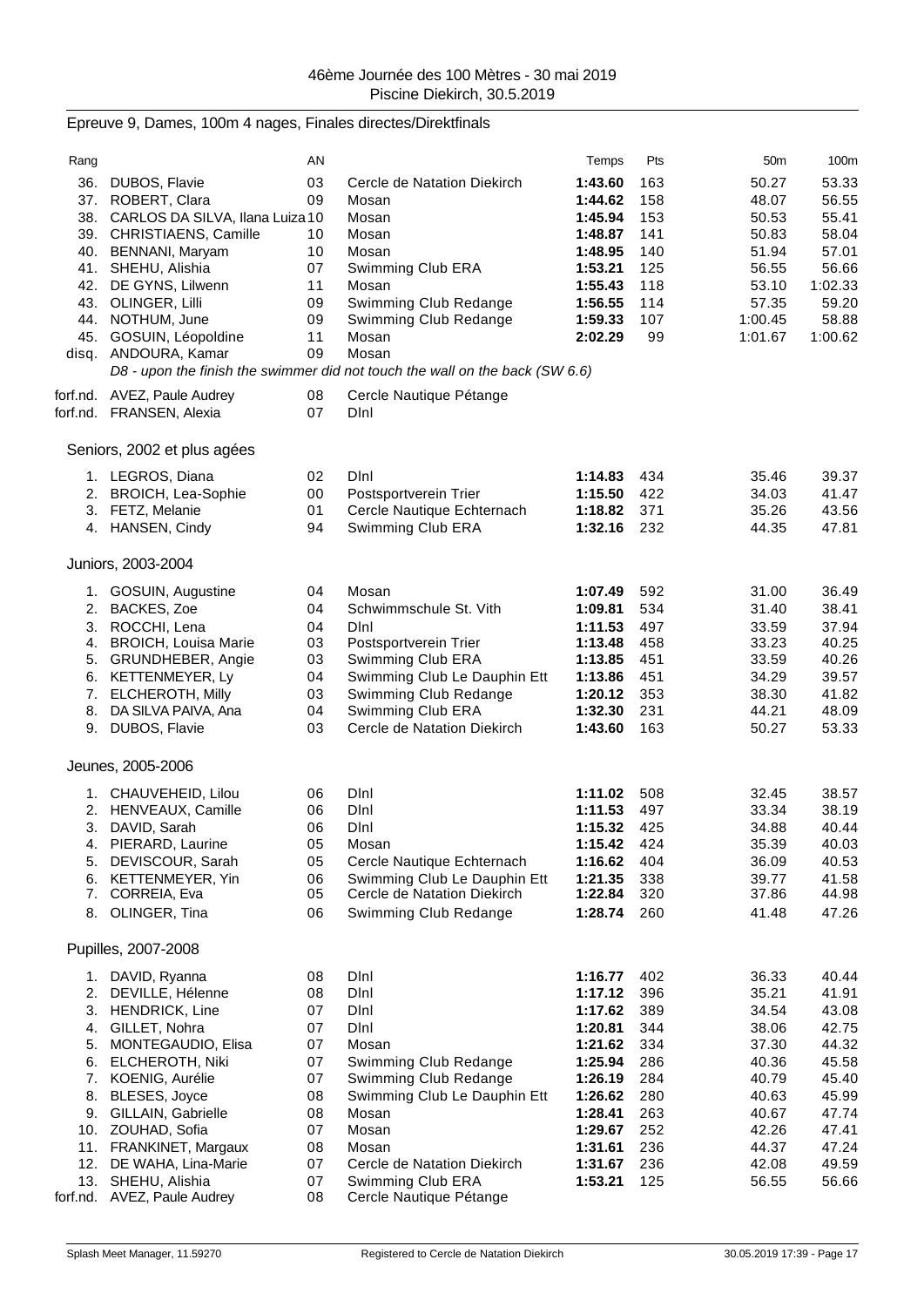46ème Journée des 100 Mètres - 30 mai 2019
Piscine Diekirch, 30.5.2019

## Epreuve 9, Dames, 100m 4 nages, Finales directes/Direktfinals

| Rang | | AN | | Temps | Pts | 50m | 100m |
|---|---|---|---|---|---|---|---|
| 36. | DUBOS, Flavie | 03 | Cercle de Natation Diekirch | **1:43.60** | 163 | 50.27 | 53.33 |
| 37. | ROBERT, Clara | 09 | Mosan | **1:44.62** | 158 | 48.07 | 56.55 |
| 38. | CARLOS DA SILVA, Ilana Luiza | 10 | Mosan | **1:45.94** | 153 | 50.53 | 55.41 |
| 39. | CHRISTIAENS, Camille | 10 | Mosan | **1:48.87** | 141 | 50.83 | 58.04 |
| 40. | BENNANI, Maryam | 10 | Mosan | **1:48.95** | 140 | 51.94 | 57.01 |
| 41. | SHEHU, Alishia | 07 | Swimming Club ERA | **1:53.21** | 125 | 56.55 | 56.66 |
| 42. | DE GYNS, Lilwenn | 11 | Mosan | **1:55.43** | 118 | 53.10 | 1:02.33 |
| 43. | OLINGER, Lilli | 09 | Swimming Club Redange | **1:56.55** | 114 | 57.35 | 59.20 |
| 44. | NOTHUM, June | 09 | Swimming Club Redange | **1:59.33** | 107 | 1:00.45 | 58.88 |
| 45. | GOSUIN, Léopoldine | 11 | Mosan | **2:02.29** | 99 | 1:01.67 | 1:00.62 |
| disq. | ANDOURA, Kamar | 09 | Mosan | | | | |

*D8 - upon the finish the swimmer did not touch the wall on the back (SW 6.6)*

| Rang | | AN | | Temps | Pts | 50m | 100m |
|---|---|---|---|---|---|---|---|
| forf.nd. | AVEZ, Paule Audrey | 08 | Cercle Nautique Pétange | | | | |
| forf.nd. | FRANSEN, Alexia | 07 | Dlnl | | | | |

### Seniors, 2002 et plus agées

| Rang | | AN | | Temps | Pts | 50m | 100m |
|---|---|---|---|---|---|---|---|
| 1. | LEGROS, Diana | 02 | Dlnl | **1:14.83** | 434 | 35.46 | 39.37 |
| 2. | BROICH, Lea-Sophie | 00 | Postsportverein Trier | **1:15.50** | 422 | 34.03 | 41.47 |
| 3. | FETZ, Melanie | 01 | Cercle Nautique Echternach | **1:18.82** | 371 | 35.26 | 43.56 |
| 4. | HANSEN, Cindy | 94 | Swimming Club ERA | **1:32.16** | 232 | 44.35 | 47.81 |

### Juniors, 2003-2004

| Rang | | AN | | Temps | Pts | 50m | 100m |
|---|---|---|---|---|---|---|---|
| 1. | GOSUIN, Augustine | 04 | Mosan | **1:07.49** | 592 | 31.00 | 36.49 |
| 2. | BACKES, Zoe | 04 | Schwimmschule St. Vith | **1:09.81** | 534 | 31.40 | 38.41 |
| 3. | ROCCHI, Lena | 04 | Dlnl | **1:11.53** | 497 | 33.59 | 37.94 |
| 4. | BROICH, Louisa Marie | 03 | Postsportverein Trier | **1:13.48** | 458 | 33.23 | 40.25 |
| 5. | GRUNDHEBER, Angie | 03 | Swimming Club ERA | **1:13.85** | 451 | 33.59 | 40.26 |
| 6. | KETTENMEYER, Ly | 04 | Swimming Club Le Dauphin Ett | **1:13.86** | 451 | 34.29 | 39.57 |
| 7. | ELCHEROTH, Milly | 03 | Swimming Club Redange | **1:20.12** | 353 | 38.30 | 41.82 |
| 8. | DA SILVA PAIVA, Ana | 04 | Swimming Club ERA | **1:32.30** | 231 | 44.21 | 48.09 |
| 9. | DUBOS, Flavie | 03 | Cercle de Natation Diekirch | **1:43.60** | 163 | 50.27 | 53.33 |

### Jeunes, 2005-2006

| Rang | | AN | | Temps | Pts | 50m | 100m |
|---|---|---|---|---|---|---|---|
| 1. | CHAUVEHEID, Lilou | 06 | Dlnl | **1:11.02** | 508 | 32.45 | 38.57 |
| 2. | HENVEAUX, Camille | 06 | Dlnl | **1:11.53** | 497 | 33.34 | 38.19 |
| 3. | DAVID, Sarah | 06 | Dlnl | **1:15.32** | 425 | 34.88 | 40.44 |
| 4. | PIERARD, Laurine | 05 | Mosan | **1:15.42** | 424 | 35.39 | 40.03 |
| 5. | DEVISCOUR, Sarah | 05 | Cercle Nautique Echternach | **1:16.62** | 404 | 36.09 | 40.53 |
| 6. | KETTENMEYER, Yin | 06 | Swimming Club Le Dauphin Ett | **1:21.35** | 338 | 39.77 | 41.58 |
| 7. | CORREIA, Eva | 05 | Cercle de Natation Diekirch | **1:22.84** | 320 | 37.86 | 44.98 |
| 8. | OLINGER, Tina | 06 | Swimming Club Redange | **1:28.74** | 260 | 41.48 | 47.26 |

### Pupilles, 2007-2008

| Rang | | AN | | Temps | Pts | 50m | 100m |
|---|---|---|---|---|---|---|---|
| 1. | DAVID, Ryanna | 08 | Dlnl | **1:16.77** | 402 | 36.33 | 40.44 |
| 2. | DEVILLE, Hélenne | 08 | Dlnl | **1:17.12** | 396 | 35.21 | 41.91 |
| 3. | HENDRICK, Line | 07 | Dlnl | **1:17.62** | 389 | 34.54 | 43.08 |
| 4. | GILLET, Nohra | 07 | Dlnl | **1:20.81** | 344 | 38.06 | 42.75 |
| 5. | MONTEGAUDIO, Elisa | 07 | Mosan | **1:21.62** | 334 | 37.30 | 44.32 |
| 6. | ELCHEROTH, Niki | 07 | Swimming Club Redange | **1:25.94** | 286 | 40.36 | 45.58 |
| 7. | KOENIG, Aurélie | 07 | Swimming Club Redange | **1:26.19** | 284 | 40.79 | 45.40 |
| 8. | BLESES, Joyce | 08 | Swimming Club Le Dauphin Ett | **1:26.62** | 280 | 40.63 | 45.99 |
| 9. | GILLAIN, Gabrielle | 08 | Mosan | **1:28.41** | 263 | 40.67 | 47.74 |
| 10. | ZOUHAD, Sofia | 07 | Mosan | **1:29.67** | 252 | 42.26 | 47.41 |
| 11. | FRANKINET, Margaux | 08 | Mosan | **1:31.61** | 236 | 44.37 | 47.24 |
| 12. | DE WAHA, Lina-Marie | 07 | Cercle de Natation Diekirch | **1:31.67** | 236 | 42.08 | 49.59 |
| 13. | SHEHU, Alishia | 07 | Swimming Club ERA | **1:53.21** | 125 | 56.55 | 56.66 |
| forf.nd. | AVEZ, Paule Audrey | 08 | Cercle Nautique Pétange | | | | |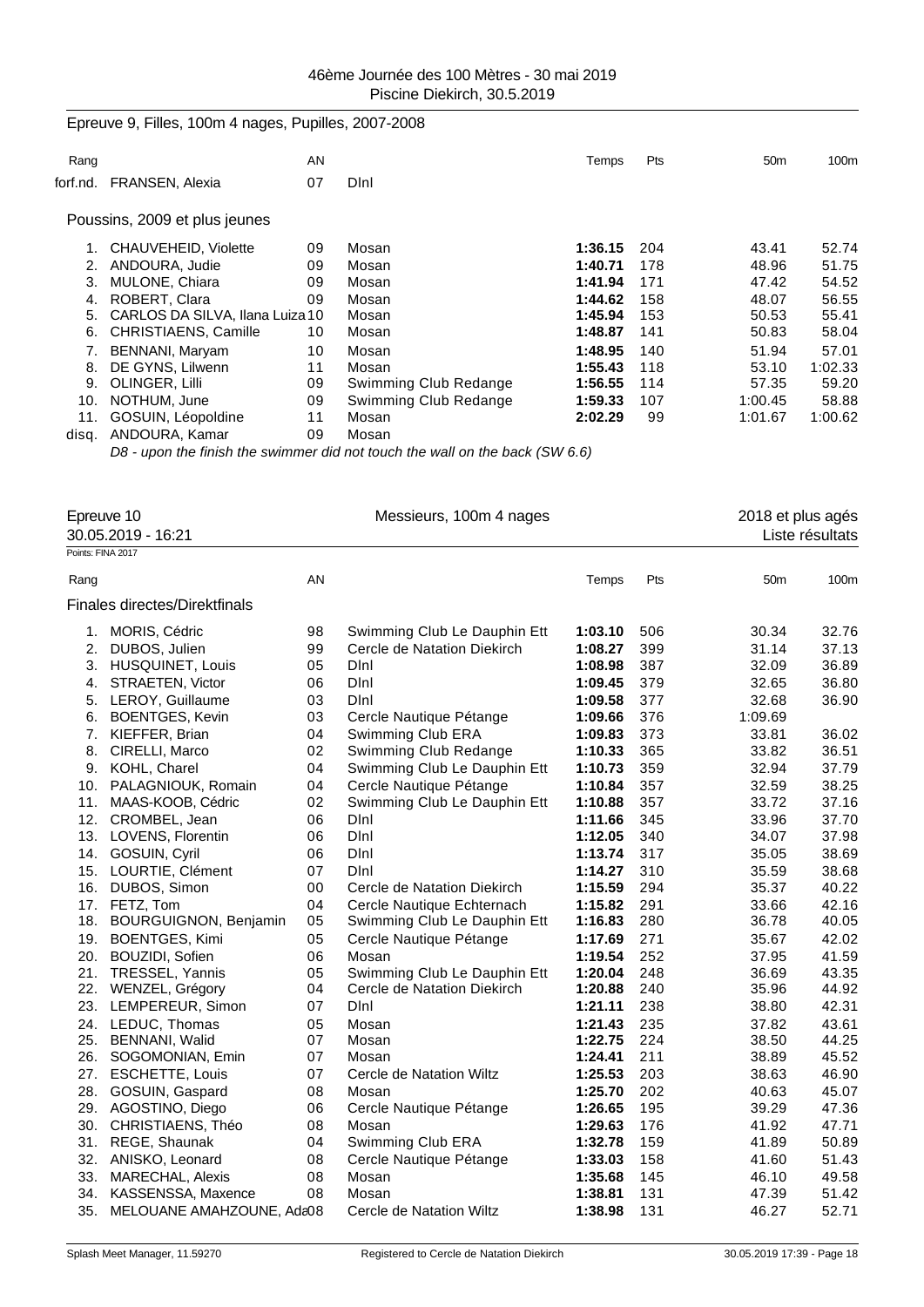46ème Journée des 100 Mètres - 30 mai 2019
Piscine Diekirch, 30.5.2019

## Epreuve 9, Filles, 100m 4 nages, Pupilles, 2007-2008

| Rang | | AN | | Temps | Pts | 50m | 100m |
|---|---|---|---|---|---|---|---|
| forf.nd. | FRANSEN, Alexia | 07 | DInl | | | | |

### Poussins, 2009 et plus jeunes

| Rang | | AN | | Temps | Pts | 50m | 100m |
|---|---|---|---|---|---|---|---|
| 1. | CHAUVEHEID, Violette | 09 | Mosan | **1:36.15** | 204 | 43.41 | 52.74 |
| 2. | ANDOURA, Judie | 09 | Mosan | **1:40.71** | 178 | 48.96 | 51.75 |
| 3. | MULONE, Chiara | 09 | Mosan | **1:41.94** | 171 | 47.42 | 54.52 |
| 4. | ROBERT, Clara | 09 | Mosan | **1:44.62** | 158 | 48.07 | 56.55 |
| 5. | CARLOS DA SILVA, Ilana Luiza | 10 | Mosan | **1:45.94** | 153 | 50.53 | 55.41 |
| 6. | CHRISTIAENS, Camille | 10 | Mosan | **1:48.87** | 141 | 50.83 | 58.04 |
| 7. | BENNANI, Maryam | 10 | Mosan | **1:48.95** | 140 | 51.94 | 57.01 |
| 8. | DE GYNS, Lilwenn | 11 | Mosan | **1:55.43** | 118 | 53.10 | 1:02.33 |
| 9. | OLINGER, Lilli | 09 | Swimming Club Redange | **1:56.55** | 114 | 57.35 | 59.20 |
| 10. | NOTHUM, June | 09 | Swimming Club Redange | **1:59.33** | 107 | 1:00.45 | 58.88 |
| 11. | GOSUIN, Léopoldine | 11 | Mosan | **2:02.29** | 99 | 1:01.67 | 1:00.62 |
| disq. | ANDOURA, Kamar | 09 | Mosan | | | | |

*D8 - upon the finish the swimmer did not touch the wall on the back (SW 6.6)*

## Epreuve 10 — Messieurs, 100m 4 nages — 2018 et plus agés

30.05.2019 - 16:21 — Liste résultats

Points: FINA 2017

### Finales directes/Direktfinals

| Rang | | AN | | Temps | Pts | 50m | 100m |
|---|---|---|---|---|---|---|---|
| 1. | MORIS, Cédric | 98 | Swimming Club Le Dauphin Ett | **1:03.10** | 506 | 30.34 | 32.76 |
| 2. | DUBOS, Julien | 99 | Cercle de Natation Diekirch | **1:08.27** | 399 | 31.14 | 37.13 |
| 3. | HUSQUINET, Louis | 05 | DInl | **1:08.98** | 387 | 32.09 | 36.89 |
| 4. | STRAETEN, Victor | 06 | DInl | **1:09.45** | 379 | 32.65 | 36.80 |
| 5. | LEROY, Guillaume | 03 | DInl | **1:09.58** | 377 | 32.68 | 36.90 |
| 6. | BOENTGES, Kevin | 03 | Cercle Nautique Pétange | **1:09.66** | 376 | 1:09.69 | |
| 7. | KIEFFER, Brian | 04 | Swimming Club ERA | **1:09.83** | 373 | 33.81 | 36.02 |
| 8. | CIRELLI, Marco | 02 | Swimming Club Redange | **1:10.33** | 365 | 33.82 | 36.51 |
| 9. | KOHL, Charel | 04 | Swimming Club Le Dauphin Ett | **1:10.73** | 359 | 32.94 | 37.79 |
| 10. | PALAGNIOUK, Romain | 04 | Cercle Nautique Pétange | **1:10.84** | 357 | 32.59 | 38.25 |
| 11. | MAAS-KOOB, Cédric | 02 | Swimming Club Le Dauphin Ett | **1:10.88** | 357 | 33.72 | 37.16 |
| 12. | CROMBEL, Jean | 06 | DInl | **1:11.66** | 345 | 33.96 | 37.70 |
| 13. | LOVENS, Florentin | 06 | DInl | **1:12.05** | 340 | 34.07 | 37.98 |
| 14. | GOSUIN, Cyril | 06 | DInl | **1:13.74** | 317 | 35.05 | 38.69 |
| 15. | LOURTIE, Clément | 07 | DInl | **1:14.27** | 310 | 35.59 | 38.68 |
| 16. | DUBOS, Simon | 00 | Cercle de Natation Diekirch | **1:15.59** | 294 | 35.37 | 40.22 |
| 17. | FETZ, Tom | 04 | Cercle Nautique Echternach | **1:15.82** | 291 | 33.66 | 42.16 |
| 18. | BOURGUIGNON, Benjamin | 05 | Swimming Club Le Dauphin Ett | **1:16.83** | 280 | 36.78 | 40.05 |
| 19. | BOENTGES, Kimi | 05 | Cercle Nautique Pétange | **1:17.69** | 271 | 35.67 | 42.02 |
| 20. | BOUZIDI, Sofien | 06 | Mosan | **1:19.54** | 252 | 37.95 | 41.59 |
| 21. | TRESSEL, Yannis | 05 | Swimming Club Le Dauphin Ett | **1:20.04** | 248 | 36.69 | 43.35 |
| 22. | WENZEL, Grégory | 04 | Cercle de Natation Diekirch | **1:20.88** | 240 | 35.96 | 44.92 |
| 23. | LEMPEREUR, Simon | 07 | DInl | **1:21.11** | 238 | 38.80 | 42.31 |
| 24. | LEDUC, Thomas | 05 | Mosan | **1:21.43** | 235 | 37.82 | 43.61 |
| 25. | BENNANI, Walid | 07 | Mosan | **1:22.75** | 224 | 38.50 | 44.25 |
| 26. | SOGOMONIAN, Emin | 07 | Mosan | **1:24.41** | 211 | 38.89 | 45.52 |
| 27. | ESCHETTE, Louis | 07 | Cercle de Natation Wiltz | **1:25.53** | 203 | 38.63 | 46.90 |
| 28. | GOSUIN, Gaspard | 08 | Mosan | **1:25.70** | 202 | 40.63 | 45.07 |
| 29. | AGOSTINO, Diego | 06 | Cercle Nautique Pétange | **1:26.65** | 195 | 39.29 | 47.36 |
| 30. | CHRISTIAENS, Théo | 08 | Mosan | **1:29.63** | 176 | 41.92 | 47.71 |
| 31. | REGE, Shaunak | 04 | Swimming Club ERA | **1:32.78** | 159 | 41.89 | 50.89 |
| 32. | ANISKO, Leonard | 08 | Cercle Nautique Pétange | **1:33.03** | 158 | 41.60 | 51.43 |
| 33. | MARECHAL, Alexis | 08 | Mosan | **1:35.68** | 145 | 46.10 | 49.58 |
| 34. | KASSENSSA, Maxence | 08 | Mosan | **1:38.81** | 131 | 47.39 | 51.42 |
| 35. | MELOUANE AMAHZOUNE, Ada | 08 | Cercle de Natation Wiltz | **1:38.98** | 131 | 46.27 | 52.71 |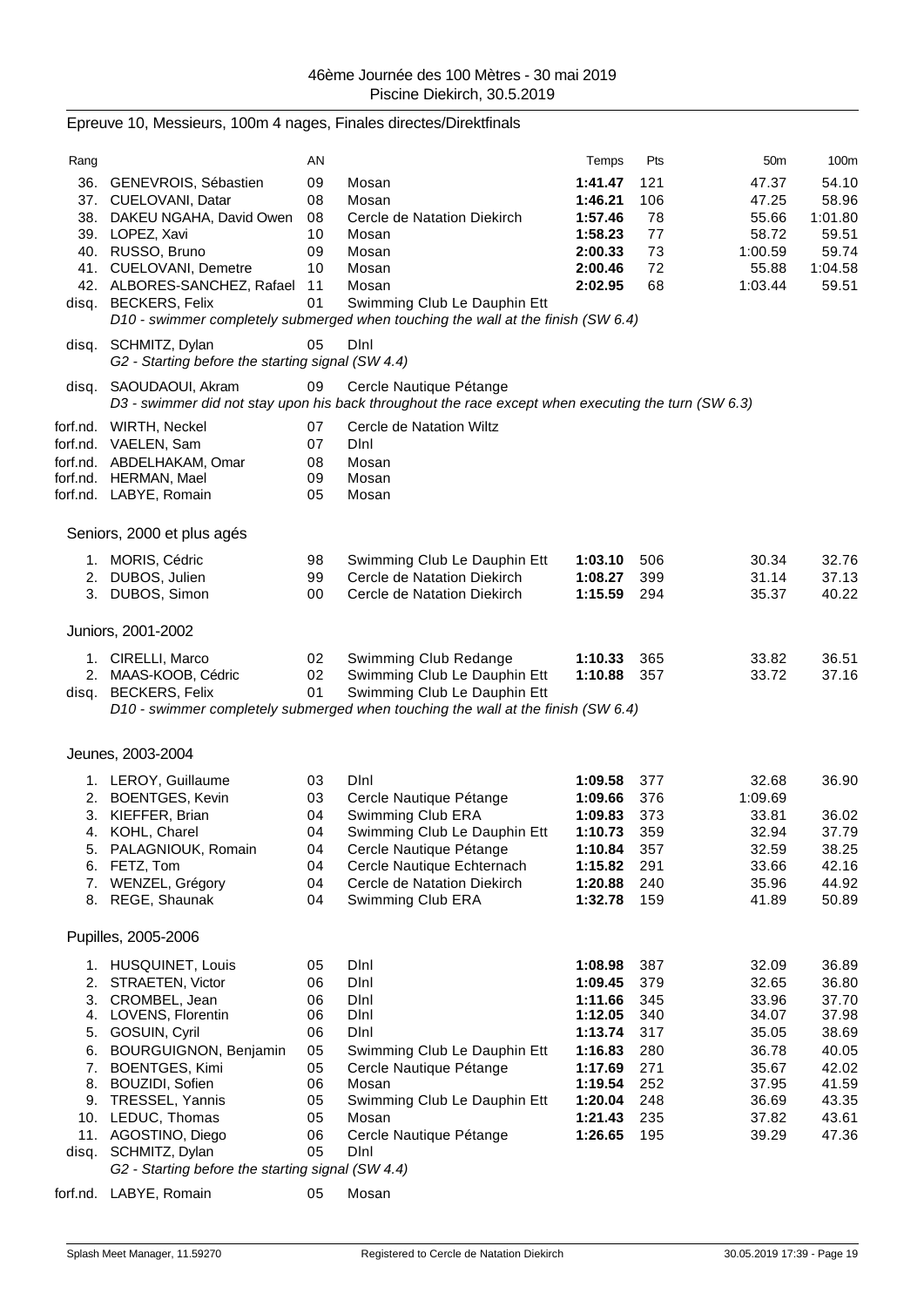46ème Journée des 100 Mètres - 30 mai 2019
Piscine Diekirch, 30.5.2019

## Epreuve 10, Messieurs, 100m 4 nages, Finales directes/Direktfinals

| Rang | | AN | | Temps | Pts | 50m | 100m |
|---|---|---|---|---|---|---|---|
| 36. | GENEVROIS, Sébastien | 09 | Mosan | **1:41.47** | 121 | 47.37 | 54.10 |
| 37. | CUELOVANI, Datar | 08 | Mosan | **1:46.21** | 106 | 47.25 | 58.96 |
| 38. | DAKEU NGAHA, David Owen | 08 | Cercle de Natation Diekirch | **1:57.46** | 78 | 55.66 | 1:01.80 |
| 39. | LOPEZ, Xavi | 10 | Mosan | **1:58.23** | 77 | 58.72 | 59.51 |
| 40. | RUSSO, Bruno | 09 | Mosan | **2:00.33** | 73 | 1:00.59 | 59.74 |
| 41. | CUELOVANI, Demetre | 10 | Mosan | **2:00.46** | 72 | 55.88 | 1:04.58 |
| 42. | ALBORES-SANCHEZ, Rafael | 11 | Mosan | **2:02.95** | 68 | 1:03.44 | 59.51 |
| disq. | BECKERS, Felix | 01 | Swimming Club Le Dauphin Ett | | | | |
| | *D10 - swimmer completely submerged when touching the wall at the finish (SW 6.4)* | | | | | | |
| disq. | SCHMITZ, Dylan | 05 | Dlnl | | | | |
| | *G2 - Starting before the starting signal (SW 4.4)* | | | | | | |
| disq. | SAOUDAOUI, Akram | 09 | Cercle Nautique Pétange | | | | |
| | *D3 - swimmer did not stay upon his back throughout the race except when executing the turn (SW 6.3)* | | | | | | |
| forf.nd. | WIRTH, Neckel | 07 | Cercle de Natation Wiltz | | | | |
| forf.nd. | VAELEN, Sam | 07 | Dlnl | | | | |
| forf.nd. | ABDELHAKAM, Omar | 08 | Mosan | | | | |
| forf.nd. | HERMAN, Mael | 09 | Mosan | | | | |
| forf.nd. | LABYE, Romain | 05 | Mosan | | | | |

### Seniors, 2000 et plus agés

| Rang | | AN | | Temps | Pts | 50m | 100m |
|---|---|---|---|---|---|---|---|
| 1. | MORIS, Cédric | 98 | Swimming Club Le Dauphin Ett | **1:03.10** | 506 | 30.34 | 32.76 |
| 2. | DUBOS, Julien | 99 | Cercle de Natation Diekirch | **1:08.27** | 399 | 31.14 | 37.13 |
| 3. | DUBOS, Simon | 00 | Cercle de Natation Diekirch | **1:15.59** | 294 | 35.37 | 40.22 |

### Juniors, 2001-2002

| Rang | | AN | | Temps | Pts | 50m | 100m |
|---|---|---|---|---|---|---|---|
| 1. | CIRELLI, Marco | 02 | Swimming Club Redange | **1:10.33** | 365 | 33.82 | 36.51 |
| 2. | MAAS-KOOB, Cédric | 02 | Swimming Club Le Dauphin Ett | **1:10.88** | 357 | 33.72 | 37.16 |
| disq. | BECKERS, Felix | 01 | Swimming Club Le Dauphin Ett | | | | |
| | *D10 - swimmer completely submerged when touching the wall at the finish (SW 6.4)* | | | | | | |

### Jeunes, 2003-2004

| Rang | | AN | | Temps | Pts | 50m | 100m |
|---|---|---|---|---|---|---|---|
| 1. | LEROY, Guillaume | 03 | Dlnl | **1:09.58** | 377 | 32.68 | 36.90 |
| 2. | BOENTGES, Kevin | 03 | Cercle Nautique Pétange | **1:09.66** | 376 | 1:09.69 | |
| 3. | KIEFFER, Brian | 04 | Swimming Club ERA | **1:09.83** | 373 | 33.81 | 36.02 |
| 4. | KOHL, Charel | 04 | Swimming Club Le Dauphin Ett | **1:10.73** | 359 | 32.94 | 37.79 |
| 5. | PALAGNIOUK, Romain | 04 | Cercle Nautique Pétange | **1:10.84** | 357 | 32.59 | 38.25 |
| 6. | FETZ, Tom | 04 | Cercle Nautique Echternach | **1:15.82** | 291 | 33.66 | 42.16 |
| 7. | WENZEL, Grégory | 04 | Cercle de Natation Diekirch | **1:20.88** | 240 | 35.96 | 44.92 |
| 8. | REGE, Shaunak | 04 | Swimming Club ERA | **1:32.78** | 159 | 41.89 | 50.89 |

### Pupilles, 2005-2006

| Rang | | AN | | Temps | Pts | 50m | 100m |
|---|---|---|---|---|---|---|---|
| 1. | HUSQUINET, Louis | 05 | Dlnl | **1:08.98** | 387 | 32.09 | 36.89 |
| 2. | STRAETEN, Victor | 06 | Dlnl | **1:09.45** | 379 | 32.65 | 36.80 |
| 3. | CROMBEL, Jean | 06 | Dlnl | **1:11.66** | 345 | 33.96 | 37.70 |
| 4. | LOVENS, Florentin | 06 | Dlnl | **1:12.05** | 340 | 34.07 | 37.98 |
| 5. | GOSUIN, Cyril | 06 | Dlnl | **1:13.74** | 317 | 35.05 | 38.69 |
| 6. | BOURGUIGNON, Benjamin | 05 | Swimming Club Le Dauphin Ett | **1:16.83** | 280 | 36.78 | 40.05 |
| 7. | BOENTGES, Kimi | 05 | Cercle Nautique Pétange | **1:17.69** | 271 | 35.67 | 42.02 |
| 8. | BOUZIDI, Sofien | 06 | Mosan | **1:19.54** | 252 | 37.95 | 41.59 |
| 9. | TRESSEL, Yannis | 05 | Swimming Club Le Dauphin Ett | **1:20.04** | 248 | 36.69 | 43.35 |
| 10. | LEDUC, Thomas | 05 | Mosan | **1:21.43** | 235 | 37.82 | 43.61 |
| 11. | AGOSTINO, Diego | 06 | Cercle Nautique Pétange | **1:26.65** | 195 | 39.29 | 47.36 |
| disq. | SCHMITZ, Dylan | 05 | Dlnl | | | | |
| | *G2 - Starting before the starting signal (SW 4.4)* | | | | | | |
| forf.nd. | LABYE, Romain | 05 | Mosan | | | | |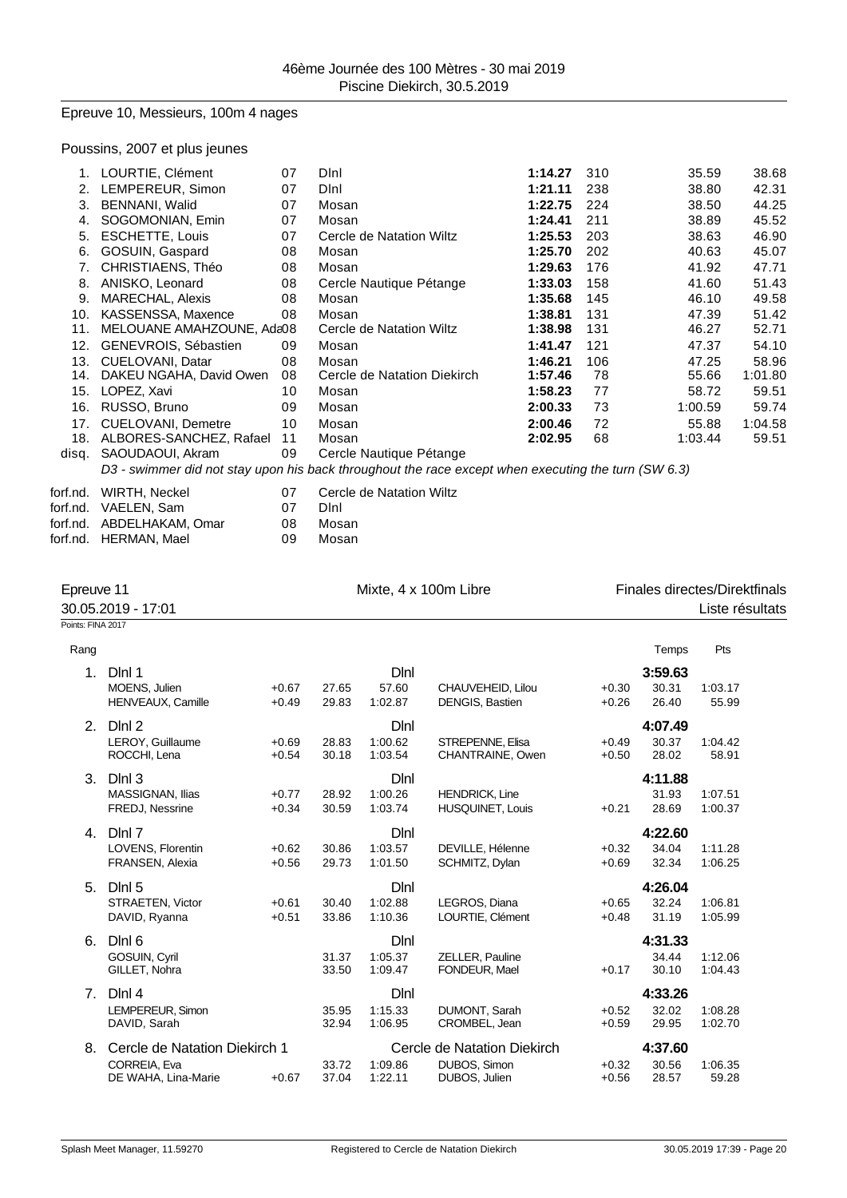46ème Journée des 100 Mètres - 30 mai 2019
Piscine Diekirch, 30.5.2019

## Epreuve 10, Messieurs, 100m 4 nages

### Poussins, 2007 et plus jeunes

| Rang | Nom | Année | Club | Temps | Pts | 50m | 100m |
|---|---|---|---|---|---|---|---|
| 1. | LOURTIE, Clément | 07 | DInl | **1:14.27** | 310 | 35.59 | 38.68 |
| 2. | LEMPEREUR, Simon | 07 | DInl | **1:21.11** | 238 | 38.80 | 42.31 |
| 3. | BENNANI, Walid | 07 | Mosan | **1:22.75** | 224 | 38.50 | 44.25 |
| 4. | SOGOMONIAN, Emin | 07 | Mosan | **1:24.41** | 211 | 38.89 | 45.52 |
| 5. | ESCHETTE, Louis | 07 | Cercle de Natation Wiltz | **1:25.53** | 203 | 38.63 | 46.90 |
| 6. | GOSUIN, Gaspard | 08 | Mosan | **1:25.70** | 202 | 40.63 | 45.07 |
| 7. | CHRISTIAENS, Théo | 08 | Mosan | **1:29.63** | 176 | 41.92 | 47.71 |
| 8. | ANISKO, Leonard | 08 | Cercle Nautique Pétange | **1:33.03** | 158 | 41.60 | 51.43 |
| 9. | MARECHAL, Alexis | 08 | Mosan | **1:35.68** | 145 | 46.10 | 49.58 |
| 10. | KASSENSSA, Maxence | 08 | Mosan | **1:38.81** | 131 | 47.39 | 51.42 |
| 11. | MELOUANE AMAHZOUNE, Ada | 08 | Cercle de Natation Wiltz | **1:38.98** | 131 | 46.27 | 52.71 |
| 12. | GENEVROIS, Sébastien | 09 | Mosan | **1:41.47** | 121 | 47.37 | 54.10 |
| 13. | CUELOVANI, Datar | 08 | Mosan | **1:46.21** | 106 | 47.25 | 58.96 |
| 14. | DAKEU NGAHA, David Owen | 08 | Cercle de Natation Diekirch | **1:57.46** | 78 | 55.66 | 1:01.80 |
| 15. | LOPEZ, Xavi | 10 | Mosan | **1:58.23** | 77 | 58.72 | 59.51 |
| 16. | RUSSO, Bruno | 09 | Mosan | **2:00.33** | 73 | 1:00.59 | 59.74 |
| 17. | CUELOVANI, Demetre | 10 | Mosan | **2:00.46** | 72 | 55.88 | 1:04.58 |
| 18. | ALBORES-SANCHEZ, Rafael | 11 | Mosan | **2:02.95** | 68 | 1:03.44 | 59.51 |
| disq. | SAOUDAOUI, Akram | 09 | Cercle Nautique Pétange | | | | |

*D3 - swimmer did not stay upon his back throughout the race except when executing the turn (SW 6.3)*

| | Nom | Année | Club |
|---|---|---|---|
| forf.nd. | WIRTH, Neckel | 07 | Cercle de Natation Wiltz |
| forf.nd. | VAELEN, Sam | 07 | DInl |
| forf.nd. | ABDELHAKAM, Omar | 08 | Mosan |
| forf.nd. | HERMAN, Mael | 09 | Mosan |

## Epreuve 11 — Mixte, 4 x 100m Libre — Finales directes/Direktfinals

30.05.2019 - 17:01 — Liste résultats

Points: FINA 2017

| Rang | Equipe / Nageur | Réaction | 50m | 100m | Club / Nageur | Réaction | 50m / Temps | 100m / Pts |
|---|---|---|---|---|---|---|---|---|
| 1. | DInl 1 | | | | DInl | | **3:59.63** | |
| | MOENS, Julien | +0.67 | 27.65 | 57.60 | CHAUVEHEID, Lilou | +0.30 | 30.31 | 1:03.17 |
| | HENVEAUX, Camille | +0.49 | 29.83 | 1:02.87 | DENGIS, Bastien | +0.26 | 26.40 | 55.99 |
| 2. | DInl 2 | | | | DInl | | **4:07.49** | |
| | LEROY, Guillaume | +0.69 | 28.83 | 1:00.62 | STREPENNE, Elisa | +0.49 | 30.37 | 1:04.42 |
| | ROCCHI, Lena | +0.54 | 30.18 | 1:03.54 | CHANTRAINE, Owen | +0.50 | 28.02 | 58.91 |
| 3. | DInl 3 | | | | DInl | | **4:11.88** | |
| | MASSIGNAN, Ilias | +0.77 | 28.92 | 1:00.26 | HENDRICK, Line | | 31.93 | 1:07.51 |
| | FREDJ, Nessrine | +0.34 | 30.59 | 1:03.74 | HUSQUINET, Louis | +0.21 | 28.69 | 1:00.37 |
| 4. | DInl 7 | | | | DInl | | **4:22.60** | |
| | LOVENS, Florentin | +0.62 | 30.86 | 1:03.57 | DEVILLE, Hélenne | +0.32 | 34.04 | 1:11.28 |
| | FRANSEN, Alexia | +0.56 | 29.73 | 1:01.50 | SCHMITZ, Dylan | +0.69 | 32.34 | 1:06.25 |
| 5. | DInl 5 | | | | DInl | | **4:26.04** | |
| | STRAETEN, Victor | +0.61 | 30.40 | 1:02.88 | LEGROS, Diana | +0.65 | 32.24 | 1:06.81 |
| | DAVID, Ryanna | +0.51 | 33.86 | 1:10.36 | LOURTIE, Clément | +0.48 | 31.19 | 1:05.99 |
| 6. | DInl 6 | | | | DInl | | **4:31.33** | |
| | GOSUIN, Cyril | | 31.37 | 1:05.37 | ZELLER, Pauline | | 34.44 | 1:12.06 |
| | GILLET, Nohra | | 33.50 | 1:09.47 | FONDEUR, Mael | +0.17 | 30.10 | 1:04.43 |
| 7. | DInl 4 | | | | DInl | | **4:33.26** | |
| | LEMPEREUR, Simon | | 35.95 | 1:15.33 | DUMONT, Sarah | +0.52 | 32.02 | 1:08.28 |
| | DAVID, Sarah | | 32.94 | 1:06.95 | CROMBEL, Jean | +0.59 | 29.95 | 1:02.70 |
| 8. | Cercle de Natation Diekirch 1 | | | | Cercle de Natation Diekirch | | **4:37.60** | |
| | CORREIA, Eva | | 33.72 | 1:09.86 | DUBOS, Simon | +0.32 | 30.56 | 1:06.35 |
| | DE WAHA, Lina-Marie | +0.67 | 37.04 | 1:22.11 | DUBOS, Julien | +0.56 | 28.57 | 59.28 |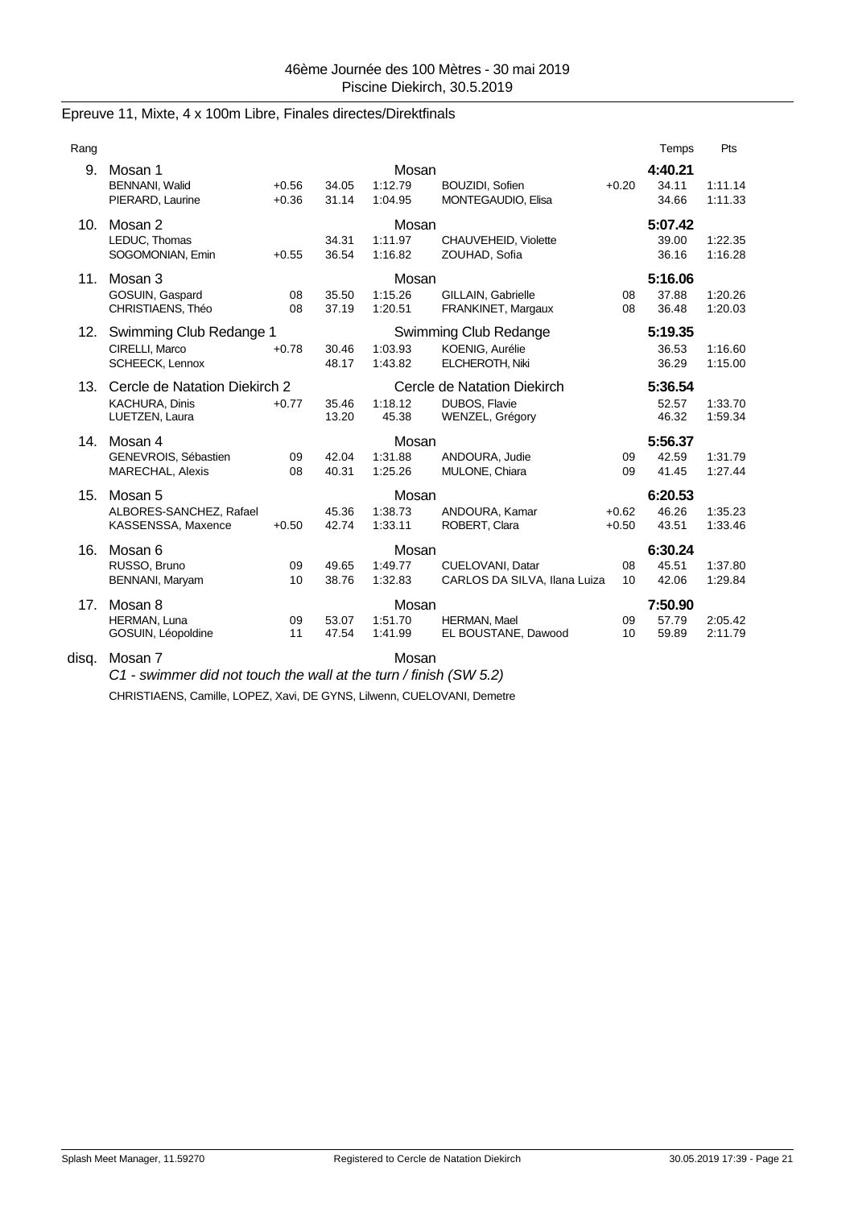46ème Journée des 100 Mètres - 30 mai 2019
Piscine Diekirch, 30.5.2019

## Epreuve 11, Mixte, 4 x 100m Libre, Finales directes/Direktfinals

| Rang | | | | | | | Temps | Pts |
|---|---|---|---|---|---|---|---|---|
| 9. | **Mosan 1** | | | **Mosan** | | | **4:40.21** | |
| | BENNANI, Walid | +0.56 | 34.05 | 1:12.79 | BOUZIDI, Sofien | +0.20 | 34.11 | 1:11.14 |
| | PIERARD, Laurine | +0.36 | 31.14 | 1:04.95 | MONTEGAUDIO, Elisa | | 34.66 | 1:11.33 |
| 10. | **Mosan 2** | | | **Mosan** | | | **5:07.42** | |
| | LEDUC, Thomas | | 34.31 | 1:11.97 | CHAUVEHEID, Violette | | 39.00 | 1:22.35 |
| | SOGOMONIAN, Emin | +0.55 | 36.54 | 1:16.82 | ZOUHAD, Sofia | | 36.16 | 1:16.28 |
| 11. | **Mosan 3** | | | **Mosan** | | | **5:16.06** | |
| | GOSUIN, Gaspard | 08 | 35.50 | 1:15.26 | GILLAIN, Gabrielle | 08 | 37.88 | 1:20.26 |
| | CHRISTIAENS, Théo | 08 | 37.19 | 1:20.51 | FRANKINET, Margaux | 08 | 36.48 | 1:20.03 |
| 12. | **Swimming Club Redange 1** | | | **Swimming Club Redange** | | | **5:19.35** | |
| | CIRELLI, Marco | +0.78 | 30.46 | 1:03.93 | KOENIG, Aurélie | | 36.53 | 1:16.60 |
| | SCHEECK, Lennox | | 48.17 | 1:43.82 | ELCHEROTH, Niki | | 36.29 | 1:15.00 |
| 13. | **Cercle de Natation Diekirch 2** | | | **Cercle de Natation Diekirch** | | | **5:36.54** | |
| | KACHURA, Dinis | +0.77 | 35.46 | 1:18.12 | DUBOS, Flavie | | 52.57 | 1:33.70 |
| | LUETZEN, Laura | | 13.20 | 45.38 | WENZEL, Grégory | | 46.32 | 1:59.34 |
| 14. | **Mosan 4** | | | **Mosan** | | | **5:56.37** | |
| | GENEVROIS, Sébastien | 09 | 42.04 | 1:31.88 | ANDOURA, Judie | 09 | 42.59 | 1:31.79 |
| | MARECHAL, Alexis | 08 | 40.31 | 1:25.26 | MULONE, Chiara | 09 | 41.45 | 1:27.44 |
| 15. | **Mosan 5** | | | **Mosan** | | | **6:20.53** | |
| | ALBORES-SANCHEZ, Rafael | | 45.36 | 1:38.73 | ANDOURA, Kamar | +0.62 | 46.26 | 1:35.23 |
| | KASSENSSA, Maxence | +0.50 | 42.74 | 1:33.11 | ROBERT, Clara | +0.50 | 43.51 | 1:33.46 |
| 16. | **Mosan 6** | | | **Mosan** | | | **6:30.24** | |
| | RUSSO, Bruno | 09 | 49.65 | 1:49.77 | CUELOVANI, Datar | 08 | 45.51 | 1:37.80 |
| | BENNANI, Maryam | 10 | 38.76 | 1:32.83 | CARLOS DA SILVA, Ilana Luiza | 10 | 42.06 | 1:29.84 |
| 17. | **Mosan 8** | | | **Mosan** | | | **7:50.90** | |
| | HERMAN, Luna | 09 | 53.07 | 1:51.70 | HERMAN, Mael | 09 | 57.79 | 2:05.42 |
| | GOSUIN, Léopoldine | 11 | 47.54 | 1:41.99 | EL BOUSTANE, Dawood | 10 | 59.89 | 2:11.79 |
| disq. | **Mosan 7** | | | **Mosan** | | | | |

*C1 - swimmer did not touch the wall at the turn / finish (SW 5.2)*

CHRISTIAENS, Camille, LOPEZ, Xavi, DE GYNS, Lilwenn, CUELOVANI, Demetre